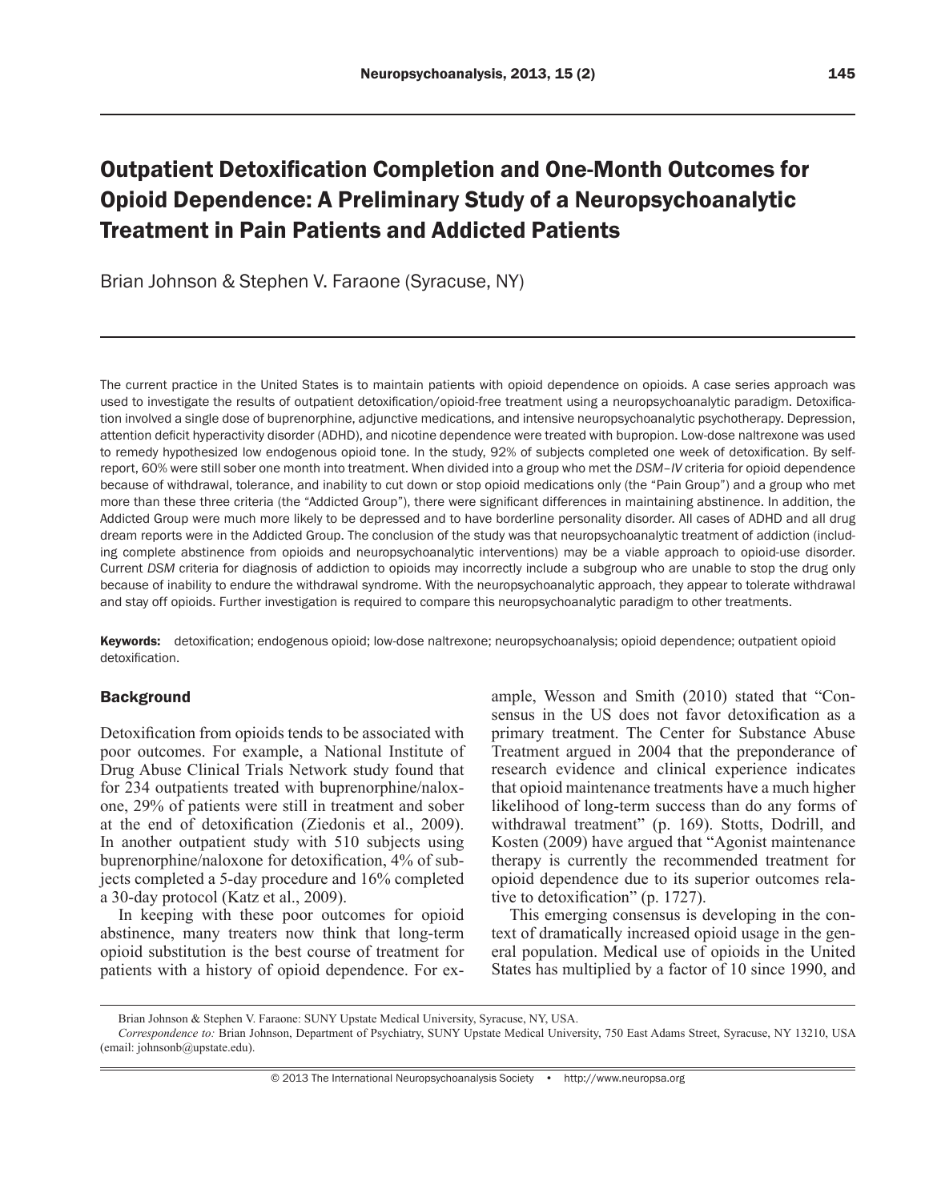# Outpatient Detoxification Completion and One-Month Outcomes for Opioid Dependence: A Preliminary Study of a Neuropsychoanalytic Treatment in Pain Patients and Addicted Patients

Brian Johnson & Stephen V. Faraone (Syracuse, NY)

The current practice in the United States is to maintain patients with opioid dependence on opioids. A case series approach was used to investigate the results of outpatient detoxification/opioid-free treatment using a neuropsychoanalytic paradigm. Detoxification involved a single dose of buprenorphine, adjunctive medications, and intensive neuropsychoanalytic psychotherapy. Depression, attention deficit hyperactivity disorder (ADHD), and nicotine dependence were treated with bupropion. Low-dose naltrexone was used to remedy hypothesized low endogenous opioid tone. In the study, 92% of subjects completed one week of detoxification. By self-report, 60% were still sober one month into treatment. When divided into a group who met the *DSM–IV* criteria for opioid dependence because of withdrawal, tolerance, and inability to cut down or stop opioid medications only (the "Pain Group") and a group who met more than these three criteria (the "Addicted Group"), there were significant differences in maintaining abstinence. In addition, the Addicted Group were much more likely to be depressed and to have borderline personality disorder. All cases of ADHD and all drug dream reports were in the Addicted Group. The conclusion of the study was that neuropsychoanalytic treatment of addiction (including complete abstinence from opioids and neuropsychoanalytic interventions) may be a viable approach to opioid-use disorder. Current *DSM* criteria for diagnosis of addiction to opioids may incorrectly include a subgroup who are unable to stop the drug only because of inability to endure the withdrawal syndrome. With the neuropsychoanalytic approach, they appear to tolerate withdrawal and stay off opioids. Further investigation is required to compare this neuropsychoanalytic paradigm to other treatments.

**Keywords:** detoxification; endogenous opioid; low-dose naltrexone; neuropsychoanalysis; opioid dependence; outpatient opioid detoxification.

## Background

Detoxification from opioids tends to be associated with poor outcomes. For example, a National Institute of Drug Abuse Clinical Trials Network study found that for 234 outpatients treated with buprenorphine/naloxone, 29% of patients were still in treatment and sober at the end of detoxification (Ziedonis et al., 2009). In another outpatient study with 510 subjects using buprenorphine/naloxone for detoxification, 4% of subjects completed a 5-day procedure and 16% completed a 30-day protocol (Katz et al., 2009).

In keeping with these poor outcomes for opioid abstinence, many treaters now think that long-term opioid substitution is the best course of treatment for patients with a history of opioid dependence. For example, Wesson and Smith (2010) stated that "Consensus in the US does not favor detoxification as a primary treatment. The Center for Substance Abuse Treatment argued in 2004 that the preponderance of research evidence and clinical experience indicates that opioid maintenance treatments have a much higher likelihood of long-term success than do any forms of withdrawal treatment" (p. 169). Stotts, Dodrill, and Kosten (2009) have argued that "Agonist maintenance therapy is currently the recommended treatment for opioid dependence due to its superior outcomes relative to detoxification" (p. 1727).

This emerging consensus is developing in the context of dramatically increased opioid usage in the general population. Medical use of opioids in the United States has multiplied by a factor of 10 since 1990, and

Brian Johnson & Stephen V. Faraone: SUNY Upstate Medical University, Syracuse, NY, USA.

*Correspondence to:* Brian Johnson, Department of Psychiatry, SUNY Upstate Medical University, 750 East Adams Street, Syracuse, NY 13210, USA (email: johnsonb@upstate.edu).

© 2013 The International Neuropsychoanalysis Society • http://www.neuropsa.org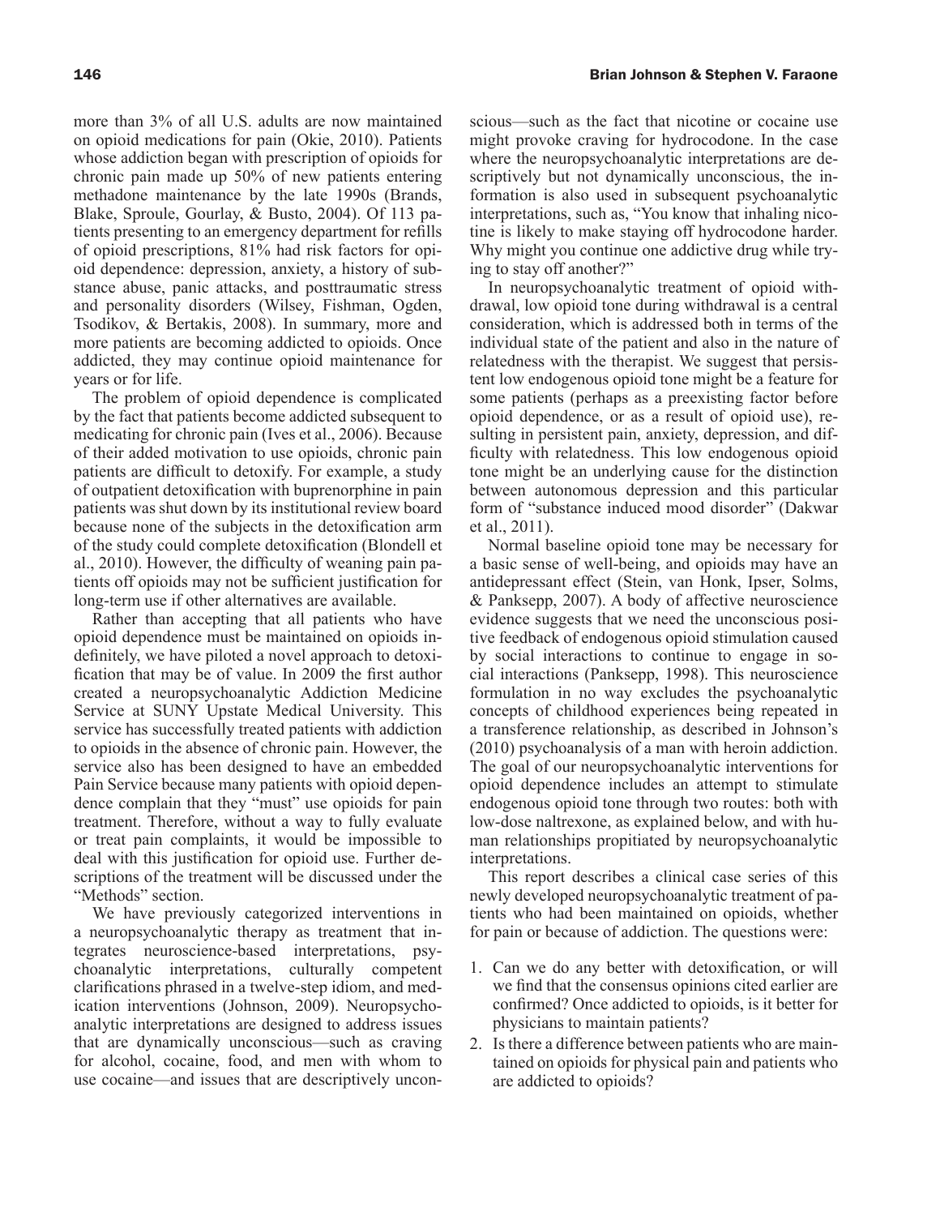more than 3% of all U.S. adults are now maintained on opioid medications for pain (Okie, 2010). Patients whose addiction began with prescription of opioids for chronic pain made up 50% of new patients entering methadone maintenance by the late 1990s (Brands, Blake, Sproule, Gourlay, & Busto, 2004). Of 113 patients presenting to an emergency department for refills of opioid prescriptions, 81% had risk factors for opioid dependence: depression, anxiety, a history of substance abuse, panic attacks, and posttraumatic stress and personality disorders (Wilsey, Fishman, Ogden, Tsodikov, & Bertakis, 2008). In summary, more and more patients are becoming addicted to opioids. Once addicted, they may continue opioid maintenance for years or for life.

The problem of opioid dependence is complicated by the fact that patients become addicted subsequent to medicating for chronic pain (Ives et al., 2006). Because of their added motivation to use opioids, chronic pain patients are difficult to detoxify. For example, a study of outpatient detoxification with buprenorphine in pain patients was shut down by its institutional review board because none of the subjects in the detoxification arm of the study could complete detoxification (Blondell et al., 2010). However, the difficulty of weaning pain patients off opioids may not be sufficient justification for long-term use if other alternatives are available.

Rather than accepting that all patients who have opioid dependence must be maintained on opioids indefinitely, we have piloted a novel approach to detoxification that may be of value. In 2009 the first author created a neuropsychoanalytic Addiction Medicine Service at SUNY Upstate Medical University. This service has successfully treated patients with addiction to opioids in the absence of chronic pain. However, the service also has been designed to have an embedded Pain Service because many patients with opioid dependence complain that they "must" use opioids for pain treatment. Therefore, without a way to fully evaluate or treat pain complaints, it would be impossible to deal with this justification for opioid use. Further descriptions of the treatment will be discussed under the "Methods" section.

We have previously categorized interventions in a neuropsychoanalytic therapy as treatment that integrates neuroscience-based interpretations, psychoanalytic interpretations, culturally competent clarifications phrased in a twelve-step idiom, and medication interventions (Johnson, 2009). Neuropsychoanalytic interpretations are designed to address issues that are dynamically unconscious—such as craving for alcohol, cocaine, food, and men with whom to use cocaine—and issues that are descriptively unconscious—such as the fact that nicotine or cocaine use might provoke craving for hydrocodone. In the case where the neuropsychoanalytic interpretations are descriptively but not dynamically unconscious, the information is also used in subsequent psychoanalytic interpretations, such as, "You know that inhaling nicotine is likely to make staying off hydrocodone harder. Why might you continue one addictive drug while trying to stay off another?"

In neuropsychoanalytic treatment of opioid withdrawal, low opioid tone during withdrawal is a central consideration, which is addressed both in terms of the individual state of the patient and also in the nature of relatedness with the therapist. We suggest that persistent low endogenous opioid tone might be a feature for some patients (perhaps as a preexisting factor before opioid dependence, or as a result of opioid use), resulting in persistent pain, anxiety, depression, and difficulty with relatedness. This low endogenous opioid tone might be an underlying cause for the distinction between autonomous depression and this particular form of "substance induced mood disorder" (Dakwar et al., 2011).

Normal baseline opioid tone may be necessary for a basic sense of well-being, and opioids may have an antidepressant effect (Stein, van Honk, Ipser, Solms, & Panksepp, 2007). A body of affective neuroscience evidence suggests that we need the unconscious positive feedback of endogenous opioid stimulation caused by social interactions to continue to engage in social interactions (Panksepp, 1998). This neuroscience formulation in no way excludes the psychoanalytic concepts of childhood experiences being repeated in a transference relationship, as described in Johnson's (2010) psychoanalysis of a man with heroin addiction. The goal of our neuropsychoanalytic interventions for opioid dependence includes an attempt to stimulate endogenous opioid tone through two routes: both with low-dose naltrexone, as explained below, and with human relationships propitiated by neuropsychoanalytic interpretations.

This report describes a clinical case series of this newly developed neuropsychoanalytic treatment of patients who had been maintained on opioids, whether for pain or because of addiction. The questions were:

1. Can we do any better with detoxification, or will we find that the consensus opinions cited earlier are confirmed? Once addicted to opioids, is it better for physicians to maintain patients?
2. Is there a difference between patients who are maintained on opioids for physical pain and patients who are addicted to opioids?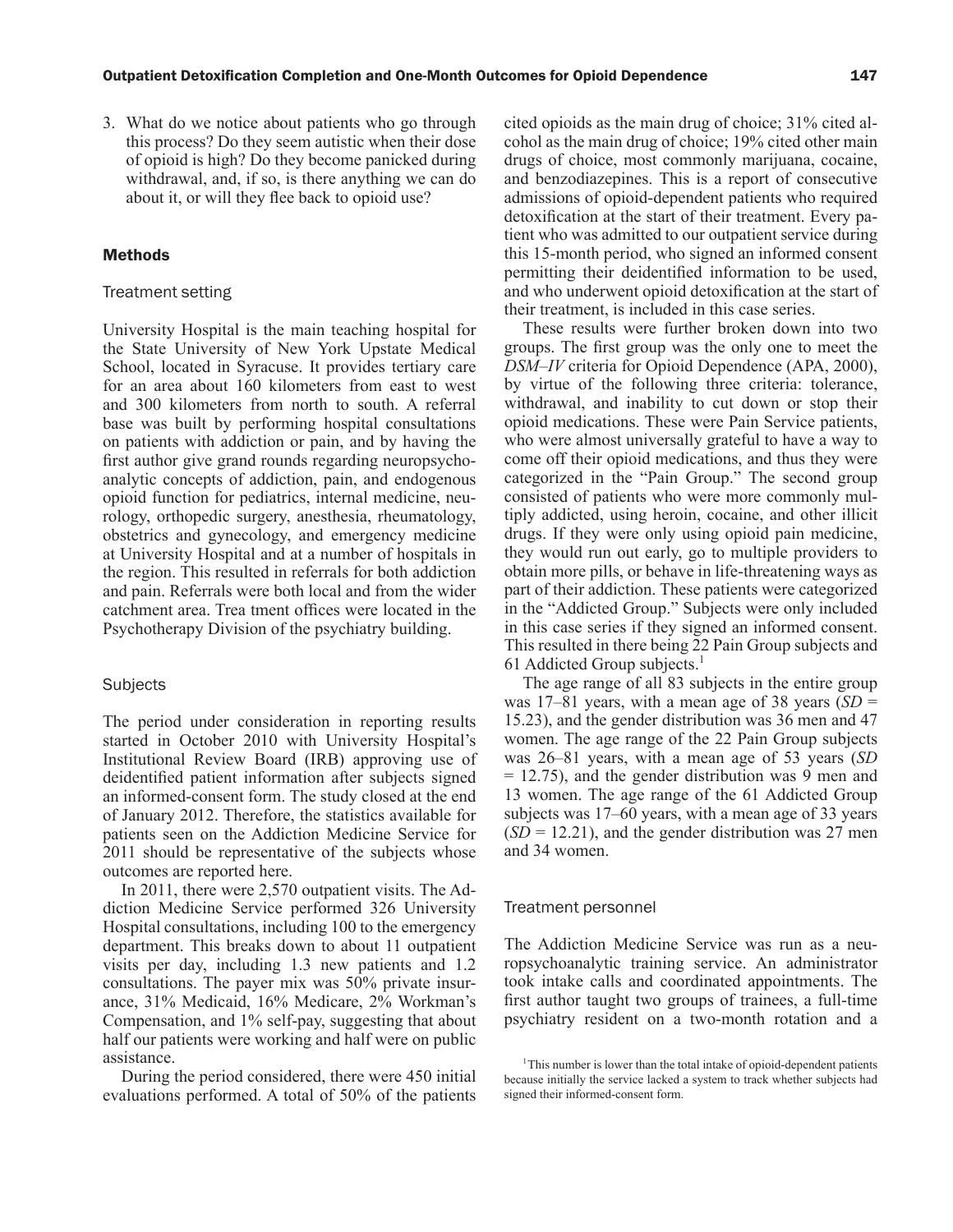3. What do we notice about patients who go through this process? Do they seem autistic when their dose of opioid is high? Do they become panicked during withdrawal, and, if so, is there anything we can do about it, or will they flee back to opioid use?

## Methods

### Treatment setting

University Hospital is the main teaching hospital for the State University of New York Upstate Medical School, located in Syracuse. It provides tertiary care for an area about 160 kilometers from east to west and 300 kilometers from north to south. A referral base was built by performing hospital consultations on patients with addiction or pain, and by having the first author give grand rounds regarding neuropsychoanalytic concepts of addiction, pain, and endogenous opioid function for pediatrics, internal medicine, neurology, orthopedic surgery, anesthesia, rheumatology, obstetrics and gynecology, and emergency medicine at University Hospital and at a number of hospitals in the region. This resulted in referrals for both addiction and pain. Referrals were both local and from the wider catchment area. Trea tment offices were located in the Psychotherapy Division of the psychiatry building.

### Subjects

The period under consideration in reporting results started in October 2010 with University Hospital's Institutional Review Board (IRB) approving use of deidentified patient information after subjects signed an informed-consent form. The study closed at the end of January 2012. Therefore, the statistics available for patients seen on the Addiction Medicine Service for 2011 should be representative of the subjects whose outcomes are reported here.

In 2011, there were 2,570 outpatient visits. The Addiction Medicine Service performed 326 University Hospital consultations, including 100 to the emergency department. This breaks down to about 11 outpatient visits per day, including 1.3 new patients and 1.2 consultations. The payer mix was 50% private insurance, 31% Medicaid, 16% Medicare, 2% Workman's Compensation, and 1% self-pay, suggesting that about half our patients were working and half were on public assistance.

During the period considered, there were 450 initial evaluations performed. A total of 50% of the patients cited opioids as the main drug of choice; 31% cited alcohol as the main drug of choice; 19% cited other main drugs of choice, most commonly marijuana, cocaine, and benzodiazepines. This is a report of consecutive admissions of opioid-dependent patients who required detoxification at the start of their treatment. Every patient who was admitted to our outpatient service during this 15-month period, who signed an informed consent permitting their deidentified information to be used, and who underwent opioid detoxification at the start of their treatment, is included in this case series.

These results were further broken down into two groups. The first group was the only one to meet the *DSM–IV* criteria for Opioid Dependence (APA, 2000), by virtue of the following three criteria: tolerance, withdrawal, and inability to cut down or stop their opioid medications. These were Pain Service patients, who were almost universally grateful to have a way to come off their opioid medications, and thus they were categorized in the "Pain Group." The second group consisted of patients who were more commonly multiply addicted, using heroin, cocaine, and other illicit drugs. If they were only using opioid pain medicine, they would run out early, go to multiple providers to obtain more pills, or behave in life-threatening ways as part of their addiction. These patients were categorized in the "Addicted Group." Subjects were only included in this case series if they signed an informed consent. This resulted in there being 22 Pain Group subjects and 61 Addicted Group subjects.[1]

The age range of all 83 subjects in the entire group was 17–81 years, with a mean age of 38 years ($SD$ = 15.23), and the gender distribution was 36 men and 47 women. The age range of the 22 Pain Group subjects was 26–81 years, with a mean age of 53 years ($SD$ = 12.75), and the gender distribution was 9 men and 13 women. The age range of the 61 Addicted Group subjects was 17–60 years, with a mean age of 33 years ($SD$ = 12.21), and the gender distribution was 27 men and 34 women.

### Treatment personnel

The Addiction Medicine Service was run as a neuropsychoanalytic training service. An administrator took intake calls and coordinated appointments. The first author taught two groups of trainees, a full-time psychiatry resident on a two-month rotation and a

[1] This number is lower than the total intake of opioid-dependent patients because initially the service lacked a system to track whether subjects had signed their informed-consent form.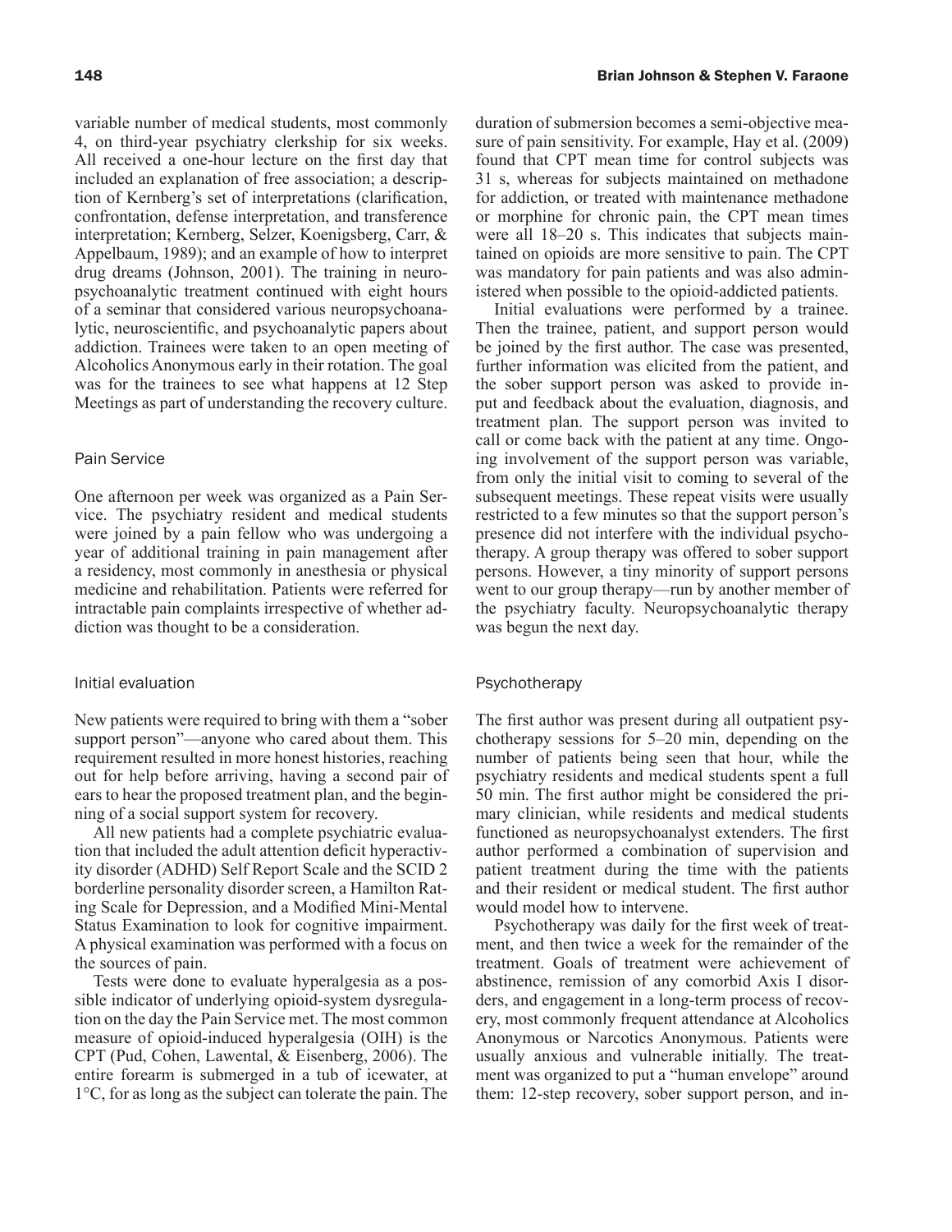variable number of medical students, most commonly 4, on third-year psychiatry clerkship for six weeks. All received a one-hour lecture on the first day that included an explanation of free association; a description of Kernberg's set of interpretations (clarification, confrontation, defense interpretation, and transference interpretation; Kernberg, Selzer, Koenigsberg, Carr, & Appelbaum, 1989); and an example of how to interpret drug dreams (Johnson, 2001). The training in neuropsychoanalytic treatment continued with eight hours of a seminar that considered various neuropsychoanalytic, neuroscientific, and psychoanalytic papers about addiction. Trainees were taken to an open meeting of Alcoholics Anonymous early in their rotation. The goal was for the trainees to see what happens at 12 Step Meetings as part of understanding the recovery culture.

### Pain Service

One afternoon per week was organized as a Pain Service. The psychiatry resident and medical students were joined by a pain fellow who was undergoing a year of additional training in pain management after a residency, most commonly in anesthesia or physical medicine and rehabilitation. Patients were referred for intractable pain complaints irrespective of whether addiction was thought to be a consideration.

### Initial evaluation

New patients were required to bring with them a "sober support person"—anyone who cared about them. This requirement resulted in more honest histories, reaching out for help before arriving, having a second pair of ears to hear the proposed treatment plan, and the beginning of a social support system for recovery.

All new patients had a complete psychiatric evaluation that included the adult attention deficit hyperactivity disorder (ADHD) Self Report Scale and the SCID 2 borderline personality disorder screen, a Hamilton Rating Scale for Depression, and a Modified Mini-Mental Status Examination to look for cognitive impairment. A physical examination was performed with a focus on the sources of pain.

Tests were done to evaluate hyperalgesia as a possible indicator of underlying opioid-system dysregulation on the day the Pain Service met. The most common measure of opioid-induced hyperalgesia (OIH) is the CPT (Pud, Cohen, Lawental, & Eisenberg, 2006). The entire forearm is submerged in a tub of icewater, at 1°C, for as long as the subject can tolerate the pain. The duration of submersion becomes a semi-objective measure of pain sensitivity. For example, Hay et al. (2009) found that CPT mean time for control subjects was 31 s, whereas for subjects maintained on methadone for addiction, or treated with maintenance methadone or morphine for chronic pain, the CPT mean times were all 18–20 s. This indicates that subjects maintained on opioids are more sensitive to pain. The CPT was mandatory for pain patients and was also administered when possible to the opioid-addicted patients.

Initial evaluations were performed by a trainee. Then the trainee, patient, and support person would be joined by the first author. The case was presented, further information was elicited from the patient, and the sober support person was asked to provide input and feedback about the evaluation, diagnosis, and treatment plan. The support person was invited to call or come back with the patient at any time. Ongoing involvement of the support person was variable, from only the initial visit to coming to several of the subsequent meetings. These repeat visits were usually restricted to a few minutes so that the support person's presence did not interfere with the individual psychotherapy. A group therapy was offered to sober support persons. However, a tiny minority of support persons went to our group therapy—run by another member of the psychiatry faculty. Neuropsychoanalytic therapy was begun the next day.

### Psychotherapy

The first author was present during all outpatient psychotherapy sessions for 5–20 min, depending on the number of patients being seen that hour, while the psychiatry residents and medical students spent a full 50 min. The first author might be considered the primary clinician, while residents and medical students functioned as neuropsychoanalyst extenders. The first author performed a combination of supervision and patient treatment during the time with the patients and their resident or medical student. The first author would model how to intervene.

Psychotherapy was daily for the first week of treatment, and then twice a week for the remainder of the treatment. Goals of treatment were achievement of abstinence, remission of any comorbid Axis I disorders, and engagement in a long-term process of recovery, most commonly frequent attendance at Alcoholics Anonymous or Narcotics Anonymous. Patients were usually anxious and vulnerable initially. The treatment was organized to put a "human envelope" around them: 12-step recovery, sober support person, and in-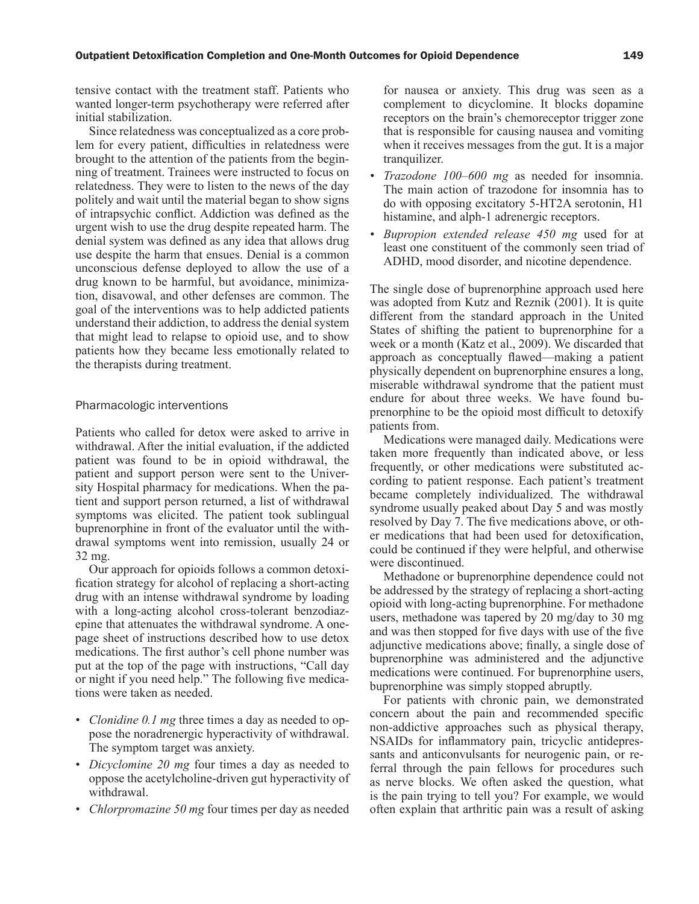tensive contact with the treatment staff. Patients who wanted longer-term psychotherapy were referred after initial stabilization.

Since relatedness was conceptualized as a core problem for every patient, difficulties in relatedness were brought to the attention of the patients from the beginning of treatment. Trainees were instructed to focus on relatedness. They were to listen to the news of the day politely and wait until the material began to show signs of intrapsychic conflict. Addiction was defined as the urgent wish to use the drug despite repeated harm. The denial system was defined as any idea that allows drug use despite the harm that ensues. Denial is a common unconscious defense deployed to allow the use of a drug known to be harmful, but avoidance, minimization, disavowal, and other defenses are common. The goal of the interventions was to help addicted patients understand their addiction, to address the denial system that might lead to relapse to opioid use, and to show patients how they became less emotionally related to the therapists during treatment.

### Pharmacologic interventions

Patients who called for detox were asked to arrive in withdrawal. After the initial evaluation, if the addicted patient was found to be in opioid withdrawal, the patient and support person were sent to the University Hospital pharmacy for medications. When the patient and support person returned, a list of withdrawal symptoms was elicited. The patient took sublingual buprenorphine in front of the evaluator until the withdrawal symptoms went into remission, usually 24 or 32 mg.

Our approach for opioids follows a common detoxification strategy for alcohol of replacing a short-acting drug with an intense withdrawal syndrome by loading with a long-acting alcohol cross-tolerant benzodiazepine that attenuates the withdrawal syndrome. A one-page sheet of instructions described how to use detox medications. The first author's cell phone number was put at the top of the page with instructions, "Call day or night if you need help." The following five medications were taken as needed.

- *Clonidine 0.1 mg* three times a day as needed to oppose the noradrenergic hyperactivity of withdrawal. The symptom target was anxiety.
- *Dicyclomine 20 mg* four times a day as needed to oppose the acetylcholine-driven gut hyperactivity of withdrawal.
- *Chlorpromazine 50 mg* four times per day as needed for nausea or anxiety. This drug was seen as a complement to dicyclomine. It blocks dopamine receptors on the brain's chemoreceptor trigger zone that is responsible for causing nausea and vomiting when it receives messages from the gut. It is a major tranquilizer.
- *Trazodone 100–600 mg* as needed for insomnia. The main action of trazodone for insomnia has to do with opposing excitatory 5-HT2A serotonin, H1 histamine, and alph-1 adrenergic receptors.
- *Bupropion extended release 450 mg* used for at least one constituent of the commonly seen triad of ADHD, mood disorder, and nicotine dependence.

The single dose of buprenorphine approach used here was adopted from Kutz and Reznik (2001). It is quite different from the standard approach in the United States of shifting the patient to buprenorphine for a week or a month (Katz et al., 2009). We discarded that approach as conceptually flawed—making a patient physically dependent on buprenorphine ensures a long, miserable withdrawal syndrome that the patient must endure for about three weeks. We have found buprenorphine to be the opioid most difficult to detoxify patients from.

Medications were managed daily. Medications were taken more frequently than indicated above, or less frequently, or other medications were substituted according to patient response. Each patient's treatment became completely individualized. The withdrawal syndrome usually peaked about Day 5 and was mostly resolved by Day 7. The five medications above, or other medications that had been used for detoxification, could be continued if they were helpful, and otherwise were discontinued.

Methadone or buprenorphine dependence could not be addressed by the strategy of replacing a short-acting opioid with long-acting buprenorphine. For methadone users, methadone was tapered by 20 mg/day to 30 mg and was then stopped for five days with use of the five adjunctive medications above; finally, a single dose of buprenorphine was administered and the adjunctive medications were continued. For buprenorphine users, buprenorphine was simply stopped abruptly.

For patients with chronic pain, we demonstrated concern about the pain and recommended specific non-addictive approaches such as physical therapy, NSAIDs for inflammatory pain, tricyclic antidepressants and anticonvulsants for neurogenic pain, or referral through the pain fellows for procedures such as nerve blocks. We often asked the question, what is the pain trying to tell you? For example, we would often explain that arthritic pain was a result of asking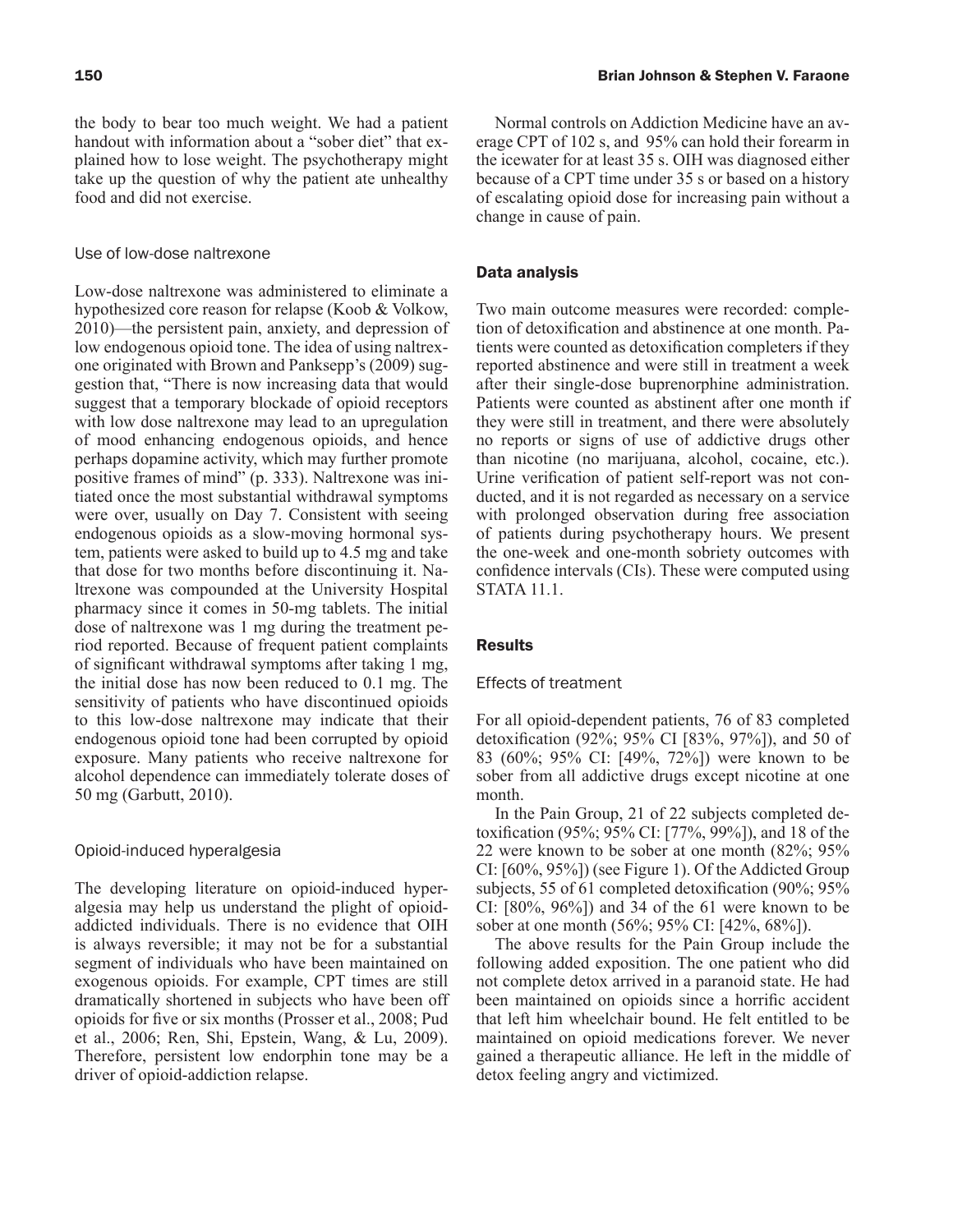the body to bear too much weight. We had a patient handout with information about a "sober diet" that explained how to lose weight. The psychotherapy might take up the question of why the patient ate unhealthy food and did not exercise.

### Use of low-dose naltrexone

Low-dose naltrexone was administered to eliminate a hypothesized core reason for relapse (Koob & Volkow, 2010)—the persistent pain, anxiety, and depression of low endogenous opioid tone. The idea of using naltrexone originated with Brown and Panksepp's (2009) suggestion that, "There is now increasing data that would suggest that a temporary blockade of opioid receptors with low dose naltrexone may lead to an upregulation of mood enhancing endogenous opioids, and hence perhaps dopamine activity, which may further promote positive frames of mind" (p. 333). Naltrexone was initiated once the most substantial withdrawal symptoms were over, usually on Day 7. Consistent with seeing endogenous opioids as a slow-moving hormonal system, patients were asked to build up to 4.5 mg and take that dose for two months before discontinuing it. Naltrexone was compounded at the University Hospital pharmacy since it comes in 50-mg tablets. The initial dose of naltrexone was 1 mg during the treatment period reported. Because of frequent patient complaints of significant withdrawal symptoms after taking 1 mg, the initial dose has now been reduced to 0.1 mg. The sensitivity of patients who have discontinued opioids to this low-dose naltrexone may indicate that their endogenous opioid tone had been corrupted by opioid exposure. Many patients who receive naltrexone for alcohol dependence can immediately tolerate doses of 50 mg (Garbutt, 2010).

### Opioid-induced hyperalgesia

The developing literature on opioid-induced hyperalgesia may help us understand the plight of opioid-addicted individuals. There is no evidence that OIH is always reversible; it may not be for a substantial segment of individuals who have been maintained on exogenous opioids. For example, CPT times are still dramatically shortened in subjects who have been off opioids for five or six months (Prosser et al., 2008; Pud et al., 2006; Ren, Shi, Epstein, Wang, & Lu, 2009). Therefore, persistent low endorphin tone may be a driver of opioid-addiction relapse.

Normal controls on Addiction Medicine have an average CPT of 102 s, and 95% can hold their forearm in the icewater for at least 35 s. OIH was diagnosed either because of a CPT time under 35 s or based on a history of escalating opioid dose for increasing pain without a change in cause of pain.

## Data analysis

Two main outcome measures were recorded: completion of detoxification and abstinence at one month. Patients were counted as detoxification completers if they reported abstinence and were still in treatment a week after their single-dose buprenorphine administration. Patients were counted as abstinent after one month if they were still in treatment, and there were absolutely no reports or signs of use of addictive drugs other than nicotine (no marijuana, alcohol, cocaine, etc.). Urine verification of patient self-report was not conducted, and it is not regarded as necessary on a service with prolonged observation during free association of patients during psychotherapy hours. We present the one-week and one-month sobriety outcomes with confidence intervals (CIs). These were computed using STATA 11.1.

## Results

### Effects of treatment

For all opioid-dependent patients, 76 of 83 completed detoxification (92%; 95% CI [83%, 97%]), and 50 of 83 (60%; 95% CI: [49%, 72%]) were known to be sober from all addictive drugs except nicotine at one month.

In the Pain Group, 21 of 22 subjects completed detoxification (95%; 95% CI: [77%, 99%]), and 18 of the 22 were known to be sober at one month (82%; 95% CI: [60%, 95%]) (see Figure 1). Of the Addicted Group subjects, 55 of 61 completed detoxification (90%; 95% CI: [80%, 96%]) and 34 of the 61 were known to be sober at one month (56%; 95% CI: [42%, 68%]).

The above results for the Pain Group include the following added exposition. The one patient who did not complete detox arrived in a paranoid state. He had been maintained on opioids since a horrific accident that left him wheelchair bound. He felt entitled to be maintained on opioid medications forever. We never gained a therapeutic alliance. He left in the middle of detox feeling angry and victimized.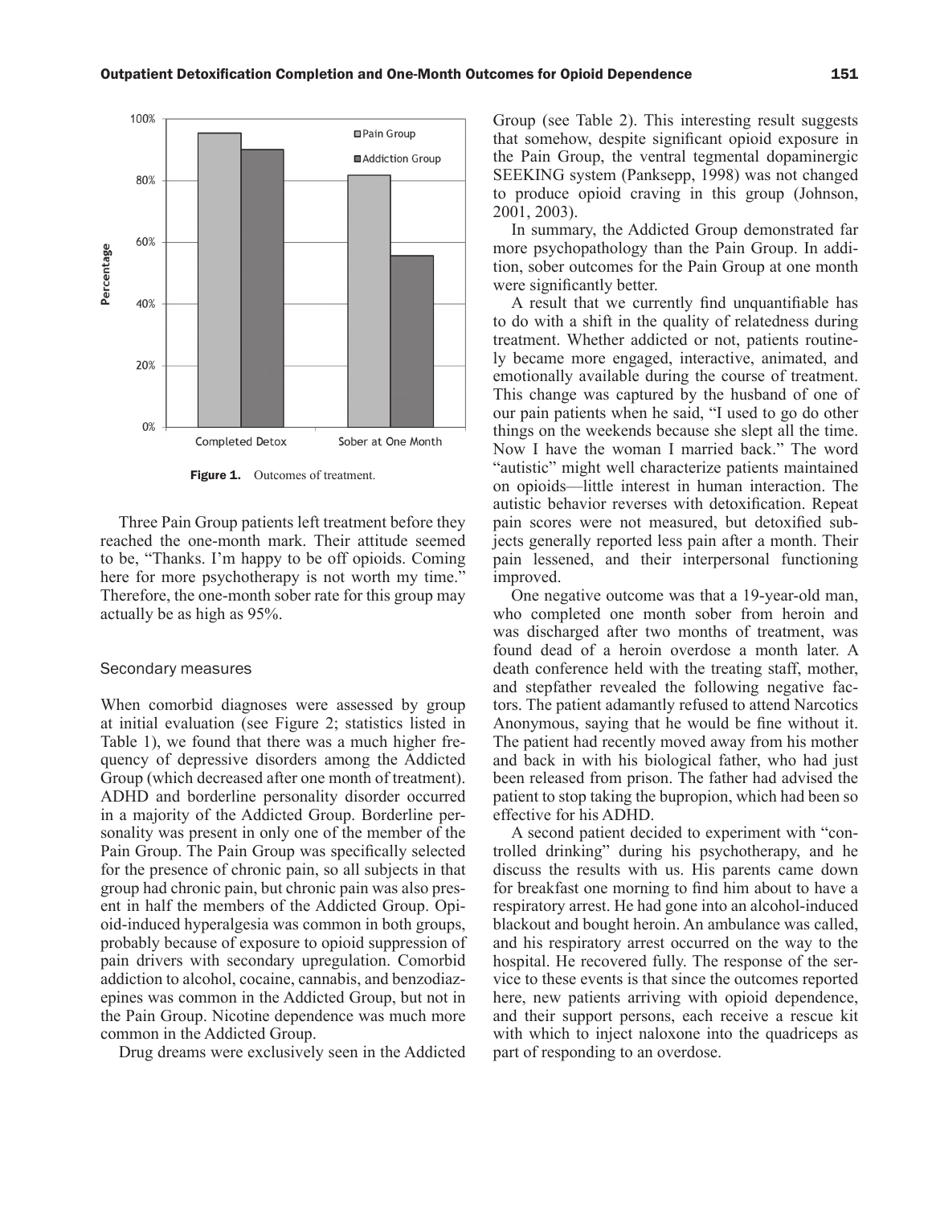Figure 1. Outcomes of treatment.

Three Pain Group patients left treatment before they reached the one-month mark. Their attitude seemed to be, "Thanks. I'm happy to be off opioids. Coming here for more psychotherapy is not worth my time." Therefore, the one-month sober rate for this group may actually be as high as 95%.

### Secondary measures

When comorbid diagnoses were assessed by group at initial evaluation (see Figure 2; statistics listed in Table 1), we found that there was a much higher frequency of depressive disorders among the Addicted Group (which decreased after one month of treatment). ADHD and borderline personality disorder occurred in a majority of the Addicted Group. Borderline personality was present in only one of the member of the Pain Group. The Pain Group was specifically selected for the presence of chronic pain, so all subjects in that group had chronic pain, but chronic pain was also present in half the members of the Addicted Group. Opioid-induced hyperalgesia was common in both groups, probably because of exposure to opioid suppression of pain drivers with secondary upregulation. Comorbid addiction to alcohol, cocaine, cannabis, and benzodiazepines was common in the Addicted Group, but not in the Pain Group. Nicotine dependence was much more common in the Addicted Group.

Drug dreams were exclusively seen in the Addicted Group (see Table 2). This interesting result suggests that somehow, despite significant opioid exposure in the Pain Group, the ventral tegmental dopaminergic SEEKING system (Panksepp, 1998) was not changed to produce opioid craving in this group (Johnson, 2001, 2003).

In summary, the Addicted Group demonstrated far more psychopathology than the Pain Group. In addition, sober outcomes for the Pain Group at one month were significantly better.

A result that we currently find unquantifiable has to do with a shift in the quality of relatedness during treatment. Whether addicted or not, patients routinely became more engaged, interactive, animated, and emotionally available during the course of treatment. This change was captured by the husband of one of our pain patients when he said, "I used to go do other things on the weekends because she slept all the time. Now I have the woman I married back." The word "autistic" might well characterize patients maintained on opioids—little interest in human interaction. The autistic behavior reverses with detoxification. Repeat pain scores were not measured, but detoxified subjects generally reported less pain after a month. Their pain lessened, and their interpersonal functioning improved.

One negative outcome was that a 19-year-old man, who completed one month sober from heroin and was discharged after two months of treatment, was found dead of a heroin overdose a month later. A death conference held with the treating staff, mother, and stepfather revealed the following negative factors. The patient adamantly refused to attend Narcotics Anonymous, saying that he would be fine without it. The patient had recently moved away from his mother and back in with his biological father, who had just been released from prison. The father had advised the patient to stop taking the bupropion, which had been so effective for his ADHD.

A second patient decided to experiment with "controlled drinking" during his psychotherapy, and he discuss the results with us. His parents came down for breakfast one morning to find him about to have a respiratory arrest. He had gone into an alcohol-induced blackout and bought heroin. An ambulance was called, and his respiratory arrest occurred on the way to the hospital. He recovered fully. The response of the service to these events is that since the outcomes reported here, new patients arriving with opioid dependence, and their support persons, each receive a rescue kit with which to inject naloxone into the quadriceps as part of responding to an overdose.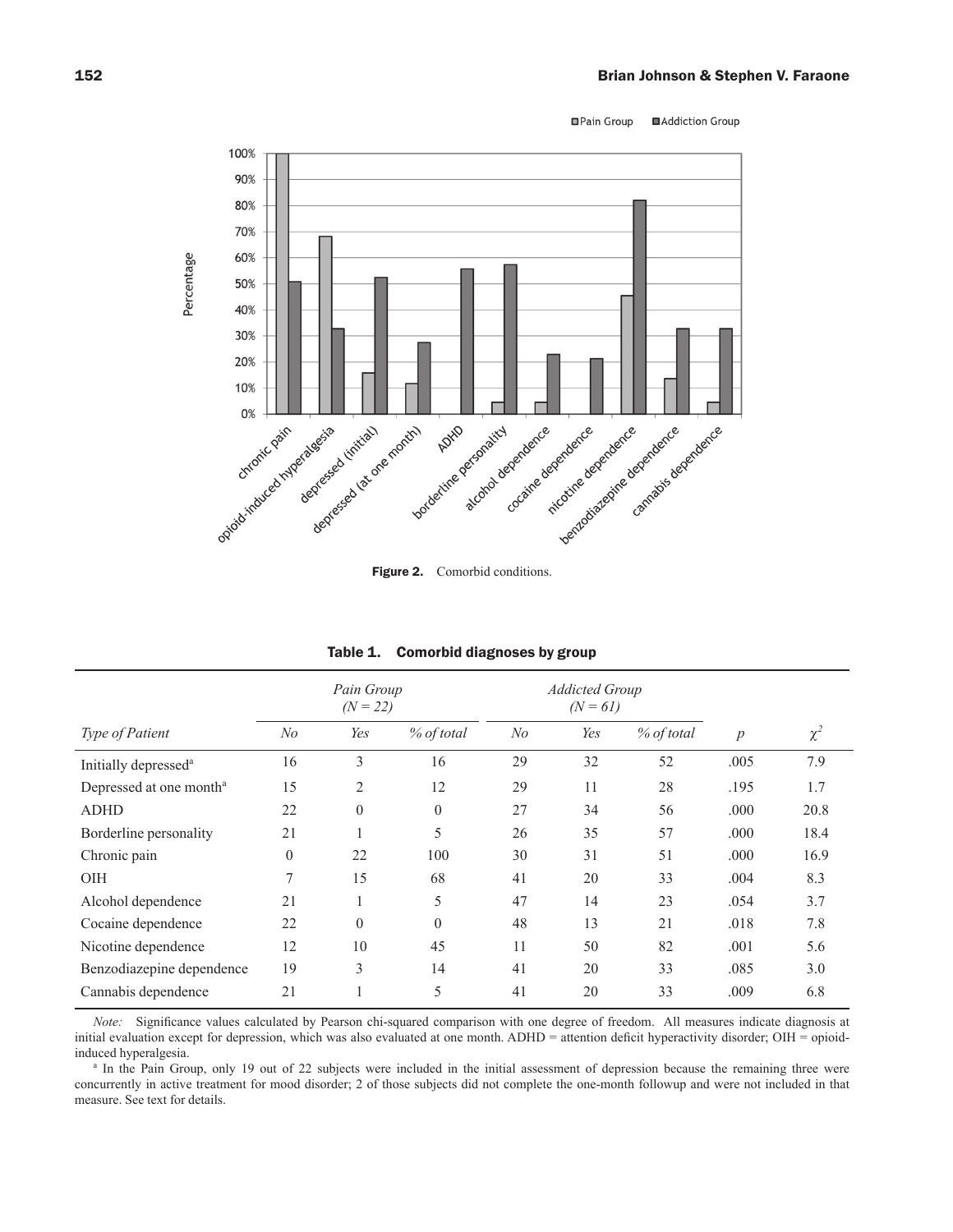Figure 2. Comorbid conditions.

**Table 1. Comorbid diagnoses by group**

| | Pain Group (N = 22) | | | Addicted Group (N = 61) | | | | |
|---|---|---|---|---|---|---|---|---|
| *Type of Patient* | *No* | *Yes* | *% of total* | *No* | *Yes* | *% of total* | *p* | $\chi^2$ |
| Initially depressed[a] | 16 | 3 | 16 | 29 | 32 | 52 | .005 | 7.9 |
| Depressed at one month[a] | 15 | 2 | 12 | 29 | 11 | 28 | .195 | 1.7 |
| ADHD | 22 | 0 | 0 | 27 | 34 | 56 | .000 | 20.8 |
| Borderline personality | 21 | 1 | 5 | 26 | 35 | 57 | .000 | 18.4 |
| Chronic pain | 0 | 22 | 100 | 30 | 31 | 51 | .000 | 16.9 |
| OIH | 7 | 15 | 68 | 41 | 20 | 33 | .004 | 8.3 |
| Alcohol dependence | 21 | 1 | 5 | 47 | 14 | 23 | .054 | 3.7 |
| Cocaine dependence | 22 | 0 | 0 | 48 | 13 | 21 | .018 | 7.8 |
| Nicotine dependence | 12 | 10 | 45 | 11 | 50 | 82 | .001 | 5.6 |
| Benzodiazepine dependence | 19 | 3 | 14 | 41 | 20 | 33 | .085 | 3.0 |
| Cannabis dependence | 21 | 1 | 5 | 41 | 20 | 33 | .009 | 6.8 |

*Note:* Significance values calculated by Pearson chi-squared comparison with one degree of freedom. All measures indicate diagnosis at initial evaluation except for depression, which was also evaluated at one month. ADHD = attention deficit hyperactivity disorder; OIH = opioid-induced hyperalgesia.

[a] In the Pain Group, only 19 out of 22 subjects were included in the initial assessment of depression because the remaining three were concurrently in active treatment for mood disorder; 2 of those subjects did not complete the one-month followup and were not included in that measure. See text for details.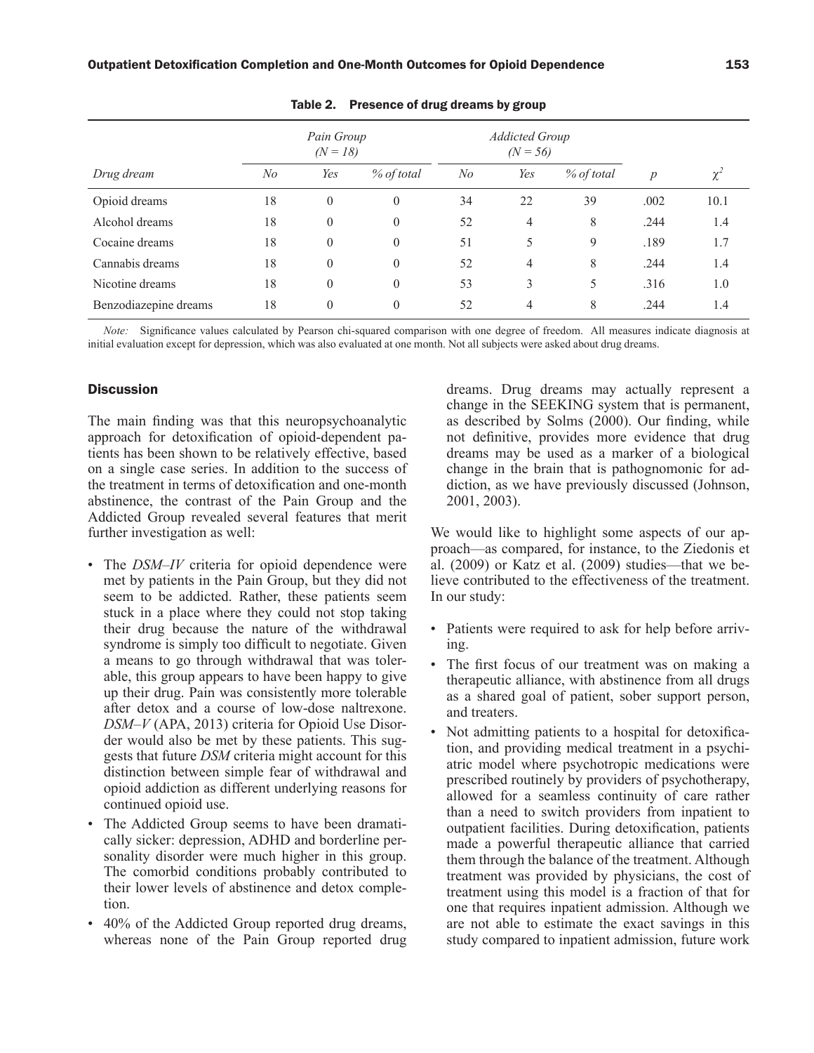**Table 2. Presence of drug dreams by group**

| | Pain Group (N = 18) | | | Addicted Group (N = 56) | | | | |
|---|---|---|---|---|---|---|---|---|
| *Drug dream* | *No* | *Yes* | *% of total* | *No* | *Yes* | *% of total* | *p* | $\chi^2$ |
| Opioid dreams | 18 | 0 | 0 | 34 | 22 | 39 | .002 | 10.1 |
| Alcohol dreams | 18 | 0 | 0 | 52 | 4 | 8 | .244 | 1.4 |
| Cocaine dreams | 18 | 0 | 0 | 51 | 5 | 9 | .189 | 1.7 |
| Cannabis dreams | 18 | 0 | 0 | 52 | 4 | 8 | .244 | 1.4 |
| Nicotine dreams | 18 | 0 | 0 | 53 | 3 | 5 | .316 | 1.0 |
| Benzodiazepine dreams | 18 | 0 | 0 | 52 | 4 | 8 | .244 | 1.4 |

*Note:* Significance values calculated by Pearson chi-squared comparison with one degree of freedom. All measures indicate diagnosis at initial evaluation except for depression, which was also evaluated at one month. Not all subjects were asked about drug dreams.

## Discussion

The main finding was that this neuropsychoanalytic approach for detoxification of opioid-dependent patients has been shown to be relatively effective, based on a single case series. In addition to the success of the treatment in terms of detoxification and one-month abstinence, the contrast of the Pain Group and the Addicted Group revealed several features that merit further investigation as well:

- The *DSM–IV* criteria for opioid dependence were met by patients in the Pain Group, but they did not seem to be addicted. Rather, these patients seem stuck in a place where they could not stop taking their drug because the nature of the withdrawal syndrome is simply too difficult to negotiate. Given a means to go through withdrawal that was tolerable, this group appears to have been happy to give up their drug. Pain was consistently more tolerable after detox and a course of low-dose naltrexone. *DSM–V* (APA, 2013) criteria for Opioid Use Disorder would also be met by these patients. This suggests that future *DSM* criteria might account for this distinction between simple fear of withdrawal and opioid addiction as different underlying reasons for continued opioid use.
- The Addicted Group seems to have been dramatically sicker: depression, ADHD and borderline personality disorder were much higher in this group. The comorbid conditions probably contributed to their lower levels of abstinence and detox completion.
- 40% of the Addicted Group reported drug dreams, whereas none of the Pain Group reported drug dreams. Drug dreams may actually represent a change in the SEEKING system that is permanent, as described by Solms (2000). Our finding, while not definitive, provides more evidence that drug dreams may be used as a marker of a biological change in the brain that is pathognomonic for addiction, as we have previously discussed (Johnson, 2001, 2003).

We would like to highlight some aspects of our approach—as compared, for instance, to the Ziedonis et al. (2009) or Katz et al. (2009) studies—that we believe contributed to the effectiveness of the treatment. In our study:

- Patients were required to ask for help before arriving.
- The first focus of our treatment was on making a therapeutic alliance, with abstinence from all drugs as a shared goal of patient, sober support person, and treaters.
- Not admitting patients to a hospital for detoxification, and providing medical treatment in a psychiatric model where psychotropic medications were prescribed routinely by providers of psychotherapy, allowed for a seamless continuity of care rather than a need to switch providers from inpatient to outpatient facilities. During detoxification, patients made a powerful therapeutic alliance that carried them through the balance of the treatment. Although treatment was provided by physicians, the cost of treatment using this model is a fraction of that for one that requires inpatient admission. Although we are not able to estimate the exact savings in this study compared to inpatient admission, future work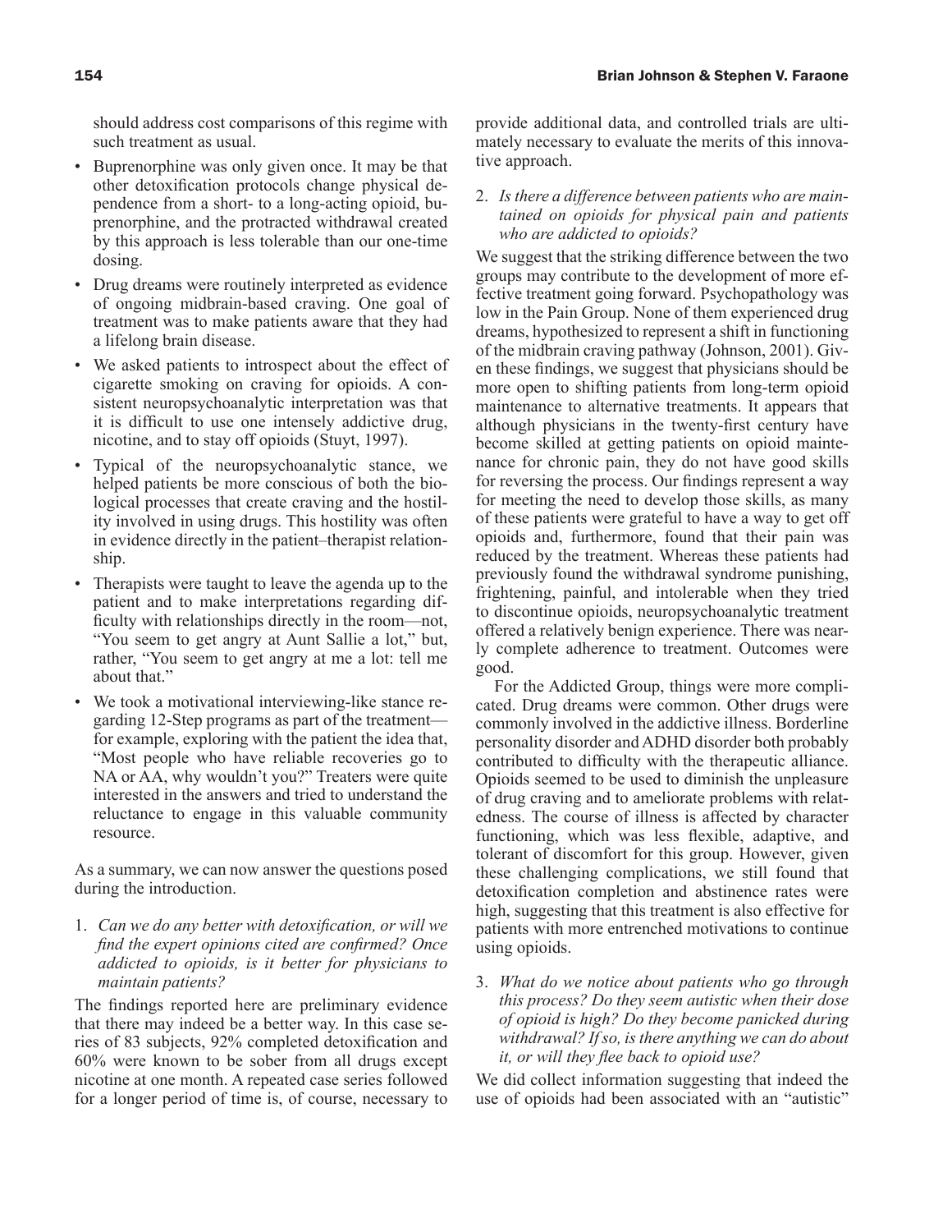should address cost comparisons of this regime with such treatment as usual.

- Buprenorphine was only given once. It may be that other detoxification protocols change physical dependence from a short- to a long-acting opioid, buprenorphine, and the protracted withdrawal created by this approach is less tolerable than our one-time dosing.
- Drug dreams were routinely interpreted as evidence of ongoing midbrain-based craving. One goal of treatment was to make patients aware that they had a lifelong brain disease.
- We asked patients to introspect about the effect of cigarette smoking on craving for opioids. A consistent neuropsychoanalytic interpretation was that it is difficult to use one intensely addictive drug, nicotine, and to stay off opioids (Stuyt, 1997).
- Typical of the neuropsychoanalytic stance, we helped patients be more conscious of both the biological processes that create craving and the hostility involved in using drugs. This hostility was often in evidence directly in the patient–therapist relationship.
- Therapists were taught to leave the agenda up to the patient and to make interpretations regarding difficulty with relationships directly in the room—not, "You seem to get angry at Aunt Sallie a lot," but, rather, "You seem to get angry at me a lot: tell me about that."
- We took a motivational interviewing-like stance regarding 12-Step programs as part of the treatment—for example, exploring with the patient the idea that, "Most people who have reliable recoveries go to NA or AA, why wouldn't you?" Treaters were quite interested in the answers and tried to understand the reluctance to engage in this valuable community resource.

As a summary, we can now answer the questions posed during the introduction.

1. *Can we do any better with detoxification, or will we find the expert opinions cited are confirmed? Once addicted to opioids, is it better for physicians to maintain patients?*

The findings reported here are preliminary evidence that there may indeed be a better way. In this case series of 83 subjects, 92% completed detoxification and 60% were known to be sober from all drugs except nicotine at one month. A repeated case series followed for a longer period of time is, of course, necessary to provide additional data, and controlled trials are ultimately necessary to evaluate the merits of this innovative approach.

2. *Is there a difference between patients who are maintained on opioids for physical pain and patients who are addicted to opioids?*

We suggest that the striking difference between the two groups may contribute to the development of more effective treatment going forward. Psychopathology was low in the Pain Group. None of them experienced drug dreams, hypothesized to represent a shift in functioning of the midbrain craving pathway (Johnson, 2001). Given these findings, we suggest that physicians should be more open to shifting patients from long-term opioid maintenance to alternative treatments. It appears that although physicians in the twenty-first century have become skilled at getting patients on opioid maintenance for chronic pain, they do not have good skills for reversing the process. Our findings represent a way for meeting the need to develop those skills, as many of these patients were grateful to have a way to get off opioids and, furthermore, found that their pain was reduced by the treatment. Whereas these patients had previously found the withdrawal syndrome punishing, frightening, painful, and intolerable when they tried to discontinue opioids, neuropsychoanalytic treatment offered a relatively benign experience. There was nearly complete adherence to treatment. Outcomes were good.

For the Addicted Group, things were more complicated. Drug dreams were common. Other drugs were commonly involved in the addictive illness. Borderline personality disorder and ADHD disorder both probably contributed to difficulty with the therapeutic alliance. Opioids seemed to be used to diminish the unpleasure of drug craving and to ameliorate problems with relatedness. The course of illness is affected by character functioning, which was less flexible, adaptive, and tolerant of discomfort for this group. However, given these challenging complications, we still found that detoxification completion and abstinence rates were high, suggesting that this treatment is also effective for patients with more entrenched motivations to continue using opioids.

3. *What do we notice about patients who go through this process? Do they seem autistic when their dose of opioid is high? Do they become panicked during withdrawal? If so, is there anything we can do about it, or will they flee back to opioid use?*

We did collect information suggesting that indeed the use of opioids had been associated with an "autistic"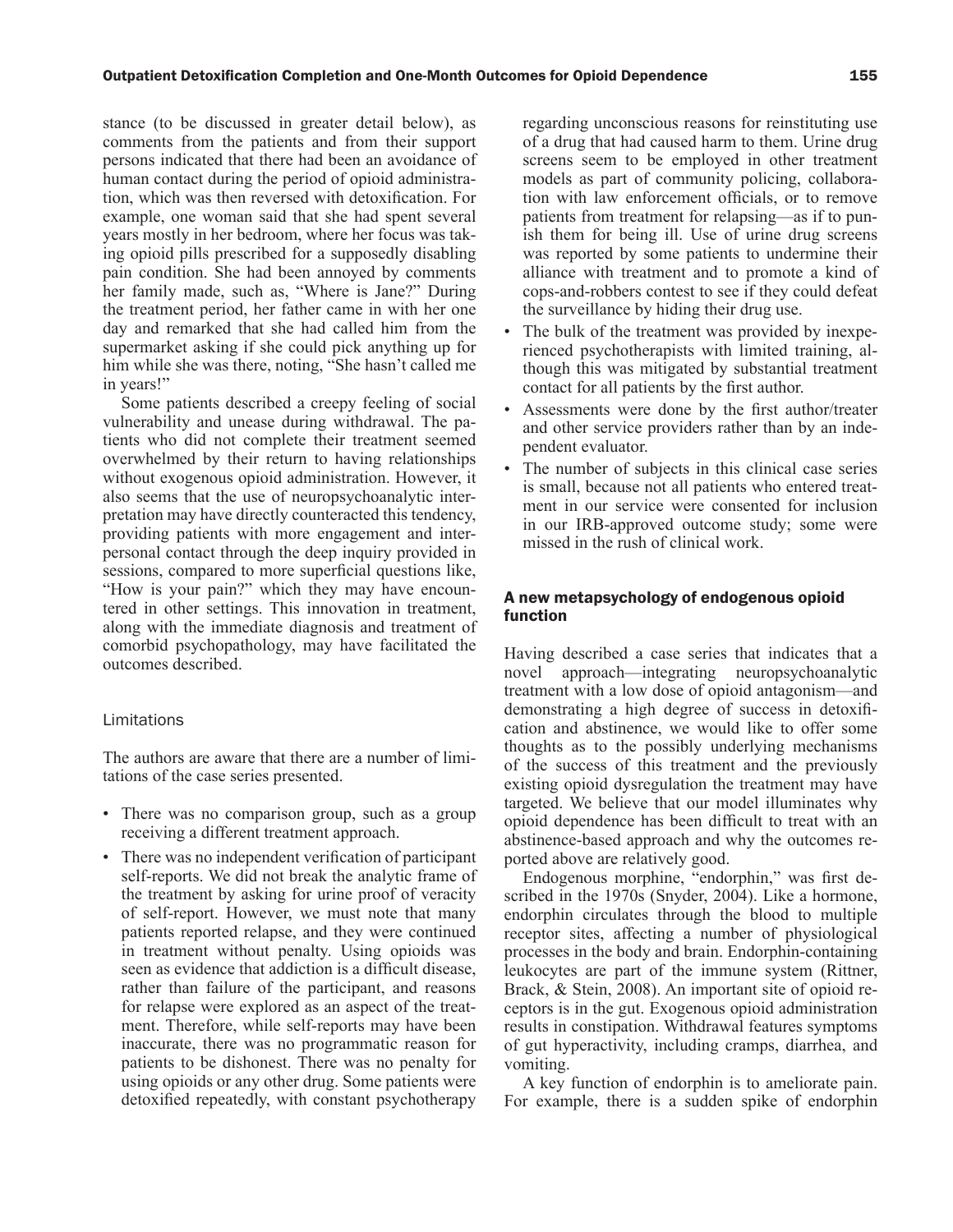stance (to be discussed in greater detail below), as comments from the patients and from their support persons indicated that there had been an avoidance of human contact during the period of opioid administration, which was then reversed with detoxification. For example, one woman said that she had spent several years mostly in her bedroom, where her focus was taking opioid pills prescribed for a supposedly disabling pain condition. She had been annoyed by comments her family made, such as, "Where is Jane?" During the treatment period, her father came in with her one day and remarked that she had called him from the supermarket asking if she could pick anything up for him while she was there, noting, "She hasn't called me in years!"

Some patients described a creepy feeling of social vulnerability and unease during withdrawal. The patients who did not complete their treatment seemed overwhelmed by their return to having relationships without exogenous opioid administration. However, it also seems that the use of neuropsychoanalytic interpretation may have directly counteracted this tendency, providing patients with more engagement and interpersonal contact through the deep inquiry provided in sessions, compared to more superficial questions like, "How is your pain?" which they may have encountered in other settings. This innovation in treatment, along with the immediate diagnosis and treatment of comorbid psychopathology, may have facilitated the outcomes described.

### Limitations

The authors are aware that there are a number of limitations of the case series presented.

- There was no comparison group, such as a group receiving a different treatment approach.
- There was no independent verification of participant self-reports. We did not break the analytic frame of the treatment by asking for urine proof of veracity of self-report. However, we must note that many patients reported relapse, and they were continued in treatment without penalty. Using opioids was seen as evidence that addiction is a difficult disease, rather than failure of the participant, and reasons for relapse were explored as an aspect of the treatment. Therefore, while self-reports may have been inaccurate, there was no programmatic reason for patients to be dishonest. There was no penalty for using opioids or any other drug. Some patients were detoxified repeatedly, with constant psychotherapy regarding unconscious reasons for reinstituting use of a drug that had caused harm to them. Urine drug screens seem to be employed in other treatment models as part of community policing, collaboration with law enforcement officials, or to remove patients from treatment for relapsing—as if to punish them for being ill. Use of urine drug screens was reported by some patients to undermine their alliance with treatment and to promote a kind of cops-and-robbers contest to see if they could defeat the surveillance by hiding their drug use.
- The bulk of the treatment was provided by inexperienced psychotherapists with limited training, although this was mitigated by substantial treatment contact for all patients by the first author.
- Assessments were done by the first author/treater and other service providers rather than by an independent evaluator.
- The number of subjects in this clinical case series is small, because not all patients who entered treatment in our service were consented for inclusion in our IRB-approved outcome study; some were missed in the rush of clinical work.

## A new metapsychology of endogenous opioid function

Having described a case series that indicates that a novel approach—integrating neuropsychoanalytic treatment with a low dose of opioid antagonism—and demonstrating a high degree of success in detoxification and abstinence, we would like to offer some thoughts as to the possibly underlying mechanisms of the success of this treatment and the previously existing opioid dysregulation the treatment may have targeted. We believe that our model illuminates why opioid dependence has been difficult to treat with an abstinence-based approach and why the outcomes reported above are relatively good.

Endogenous morphine, "endorphin," was first described in the 1970s (Snyder, 2004). Like a hormone, endorphin circulates through the blood to multiple receptor sites, affecting a number of physiological processes in the body and brain. Endorphin-containing leukocytes are part of the immune system (Rittner, Brack, & Stein, 2008). An important site of opioid receptors is in the gut. Exogenous opioid administration results in constipation. Withdrawal features symptoms of gut hyperactivity, including cramps, diarrhea, and vomiting.

A key function of endorphin is to ameliorate pain. For example, there is a sudden spike of endorphin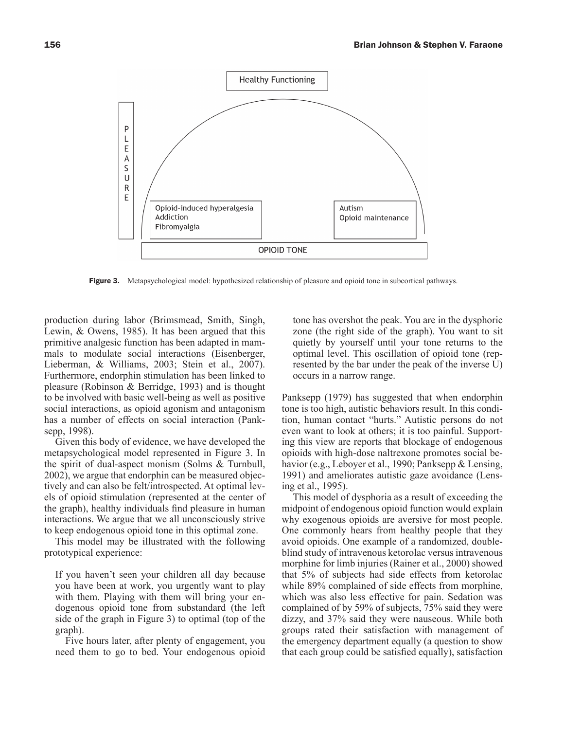Figure 3. Metapsychological model: hypothesized relationship of pleasure and opioid tone in subcortical pathways.

production during labor (Brimsmead, Smith, Singh, Lewin, & Owens, 1985). It has been argued that this primitive analgesic function has been adapted in mammals to modulate social interactions (Eisenberger, Lieberman, & Williams, 2003; Stein et al., 2007). Furthermore, endorphin stimulation has been linked to pleasure (Robinson & Berridge, 1993) and is thought to be involved with basic well-being as well as positive social interactions, as opioid agonism and antagonism has a number of effects on social interaction (Panksepp, 1998).

Given this body of evidence, we have developed the metapsychological model represented in Figure 3. In the spirit of dual-aspect monism (Solms & Turnbull, 2002), we argue that endorphin can be measured objectively and can also be felt/introspected. At optimal levels of opioid stimulation (represented at the center of the graph), healthy individuals find pleasure in human interactions. We argue that we all unconsciously strive to keep endogenous opioid tone in this optimal zone.

This model may be illustrated with the following prototypical experience:

> If you haven't seen your children all day because you have been at work, you urgently want to play with them. Playing with them will bring your endogenous opioid tone from substandard (the left side of the graph in Figure 3) to optimal (top of the graph).
>
> Five hours later, after plenty of engagement, you need them to go to bed. Your endogenous opioid tone has overshot the peak. You are in the dysphoric zone (the right side of the graph). You want to sit quietly by yourself until your tone returns to the optimal level. This oscillation of opioid tone (represented by the bar under the peak of the inverse U) occurs in a narrow range.

Panksepp (1979) has suggested that when endorphin tone is too high, autistic behaviors result. In this condition, human contact "hurts." Autistic persons do not even want to look at others; it is too painful. Supporting this view are reports that blockage of endogenous opioids with high-dose naltrexone promotes social behavior (e.g., Leboyer et al., 1990; Panksepp & Lensing, 1991) and ameliorates autistic gaze avoidance (Lensing et al., 1995).

This model of dysphoria as a result of exceeding the midpoint of endogenous opioid function would explain why exogenous opioids are aversive for most people. One commonly hears from healthy people that they avoid opioids. One example of a randomized, double-blind study of intravenous ketorolac versus intravenous morphine for limb injuries (Rainer et al., 2000) showed that 5% of subjects had side effects from ketorolac while 89% complained of side effects from morphine, which was also less effective for pain. Sedation was complained of by 59% of subjects, 75% said they were dizzy, and 37% said they were nauseous. While both groups rated their satisfaction with management of the emergency department equally (a question to show that each group could be satisfied equally), satisfaction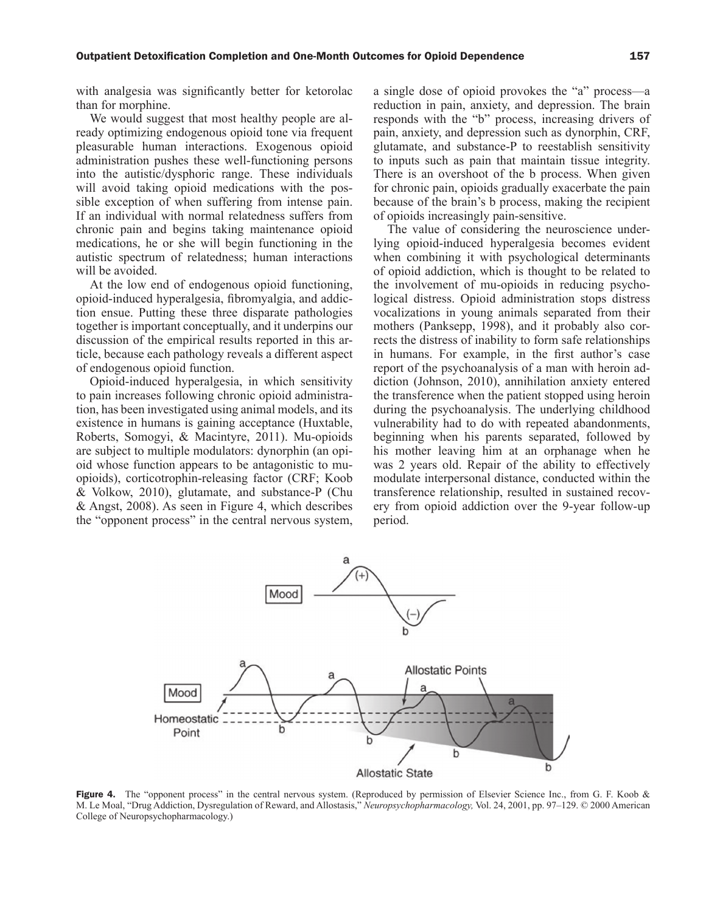with analgesia was significantly better for ketorolac than for morphine.

We would suggest that most healthy people are already optimizing endogenous opioid tone via frequent pleasurable human interactions. Exogenous opioid administration pushes these well-functioning persons into the autistic/dysphoric range. These individuals will avoid taking opioid medications with the possible exception of when suffering from intense pain. If an individual with normal relatedness suffers from chronic pain and begins taking maintenance opioid medications, he or she will begin functioning in the autistic spectrum of relatedness; human interactions will be avoided.

At the low end of endogenous opioid functioning, opioid-induced hyperalgesia, fibromyalgia, and addiction ensue. Putting these three disparate pathologies together is important conceptually, and it underpins our discussion of the empirical results reported in this article, because each pathology reveals a different aspect of endogenous opioid function.

Opioid-induced hyperalgesia, in which sensitivity to pain increases following chronic opioid administration, has been investigated using animal models, and its existence in humans is gaining acceptance (Huxtable, Roberts, Somogyi, & Macintyre, 2011). Mu-opioids are subject to multiple modulators: dynorphin (an opioid whose function appears to be antagonistic to mu-opioids), corticotrophin-releasing factor (CRF; Koob & Volkow, 2010), glutamate, and substance-P (Chu & Angst, 2008). As seen in Figure 4, which describes the "opponent process" in the central nervous system, a single dose of opioid provokes the "a" process—a reduction in pain, anxiety, and depression. The brain responds with the "b" process, increasing drivers of pain, anxiety, and depression such as dynorphin, CRF, glutamate, and substance-P to reestablish sensitivity to inputs such as pain that maintain tissue integrity. There is an overshoot of the b process. When given for chronic pain, opioids gradually exacerbate the pain because of the brain's b process, making the recipient of opioids increasingly pain-sensitive.

The value of considering the neuroscience underlying opioid-induced hyperalgesia becomes evident when combining it with psychological determinants of opioid addiction, which is thought to be related to the involvement of mu-opioids in reducing psychological distress. Opioid administration stops distress vocalizations in young animals separated from their mothers (Panksepp, 1998), and it probably also corrects the distress of inability to form safe relationships in humans. For example, in the first author's case report of the psychoanalysis of a man with heroin addiction (Johnson, 2010), annihilation anxiety entered the transference when the patient stopped using heroin during the psychoanalysis. The underlying childhood vulnerability had to do with repeated abandonments, beginning when his parents separated, followed by his mother leaving him at an orphanage when he was 2 years old. Repair of the ability to effectively modulate interpersonal distance, conducted within the transference relationship, resulted in sustained recovery from opioid addiction over the 9-year follow-up period.

**Figure 4.** The "opponent process" in the central nervous system. (Reproduced by permission of Elsevier Science Inc., from G. F. Koob & M. Le Moal, "Drug Addiction, Dysregulation of Reward, and Allostasis," *Neuropsychopharmacology,* Vol. 24, 2001, pp. 97–129. © 2000 American College of Neuropsychopharmacology.)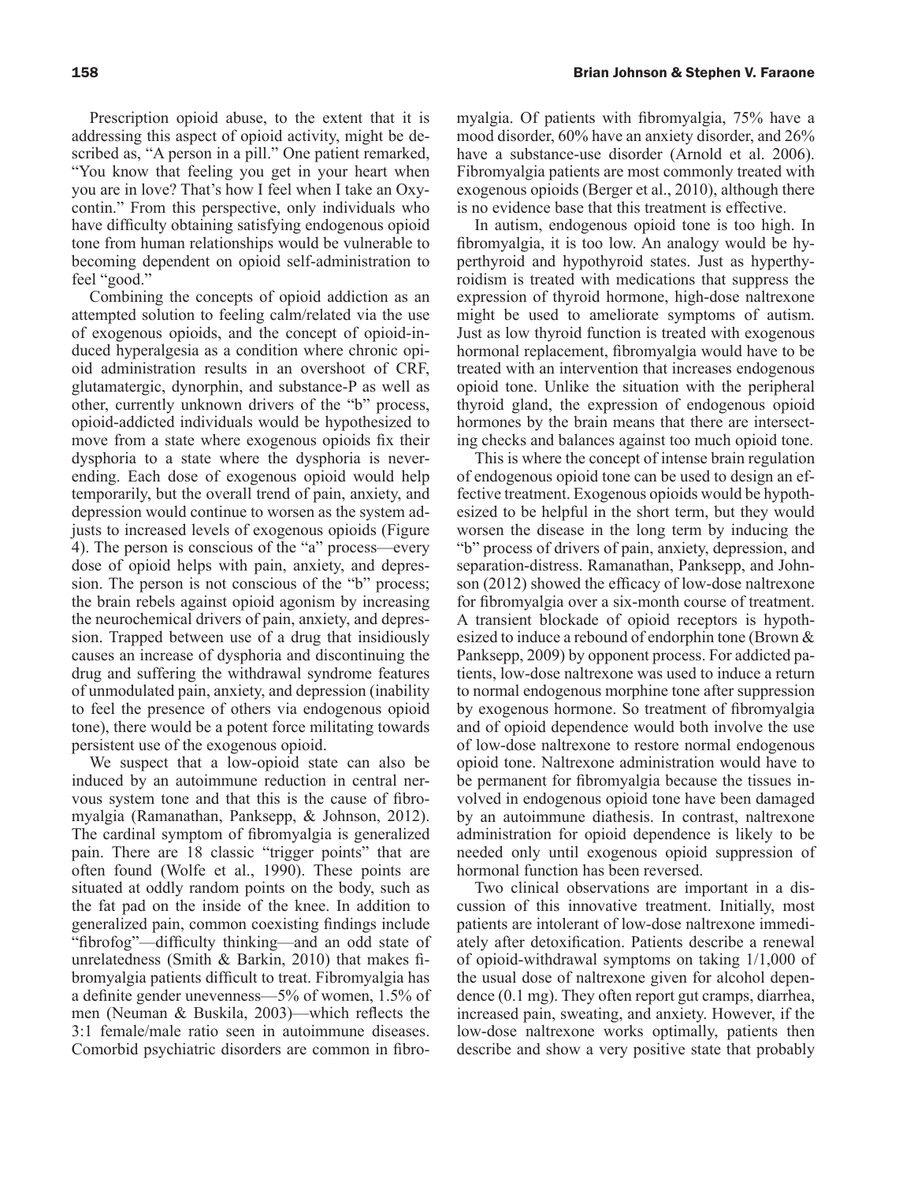Prescription opioid abuse, to the extent that it is addressing this aspect of opioid activity, might be described as, "A person in a pill." One patient remarked, "You know that feeling you get in your heart when you are in love? That's how I feel when I take an Oxycontin." From this perspective, only individuals who have difficulty obtaining satisfying endogenous opioid tone from human relationships would be vulnerable to becoming dependent on opioid self-administration to feel "good."

Combining the concepts of opioid addiction as an attempted solution to feeling calm/related via the use of exogenous opioids, and the concept of opioid-induced hyperalgesia as a condition where chronic opioid administration results in an overshoot of CRF, glutamatergic, dynorphin, and substance-P as well as other, currently unknown drivers of the "b" process, opioid-addicted individuals would be hypothesized to move from a state where exogenous opioids fix their dysphoria to a state where the dysphoria is never-ending. Each dose of exogenous opioid would help temporarily, but the overall trend of pain, anxiety, and depression would continue to worsen as the system adjusts to increased levels of exogenous opioids (Figure 4). The person is conscious of the "a" process—every dose of opioid helps with pain, anxiety, and depression. The person is not conscious of the "b" process; the brain rebels against opioid agonism by increasing the neurochemical drivers of pain, anxiety, and depression. Trapped between use of a drug that insidiously causes an increase of dysphoria and discontinuing the drug and suffering the withdrawal syndrome features of unmodulated pain, anxiety, and depression (inability to feel the presence of others via endogenous opioid tone), there would be a potent force militating towards persistent use of the exogenous opioid.

We suspect that a low-opioid state can also be induced by an autoimmune reduction in central nervous system tone and that this is the cause of fibromyalgia (Ramanathan, Panksepp, & Johnson, 2012). The cardinal symptom of fibromyalgia is generalized pain. There are 18 classic "trigger points" that are often found (Wolfe et al., 1990). These points are situated at oddly random points on the body, such as the fat pad on the inside of the knee. In addition to generalized pain, common coexisting findings include "fibrofog"—difficulty thinking—and an odd state of unrelatedness (Smith & Barkin, 2010) that makes fibromyalgia patients difficult to treat. Fibromyalgia has a definite gender unevenness—5% of women, 1.5% of men (Neuman & Buskila, 2003)—which reflects the 3:1 female/male ratio seen in autoimmune diseases. Comorbid psychiatric disorders are common in fibromyalgia. Of patients with fibromyalgia, 75% have a mood disorder, 60% have an anxiety disorder, and 26% have a substance-use disorder (Arnold et al. 2006). Fibromyalgia patients are most commonly treated with exogenous opioids (Berger et al., 2010), although there is no evidence base that this treatment is effective.

In autism, endogenous opioid tone is too high. In fibromyalgia, it is too low. An analogy would be hyperthyroid and hypothyroid states. Just as hyperthyroidism is treated with medications that suppress the expression of thyroid hormone, high-dose naltrexone might be used to ameliorate symptoms of autism. Just as low thyroid function is treated with exogenous hormonal replacement, fibromyalgia would have to be treated with an intervention that increases endogenous opioid tone. Unlike the situation with the peripheral thyroid gland, the expression of endogenous opioid hormones by the brain means that there are intersecting checks and balances against too much opioid tone.

This is where the concept of intense brain regulation of endogenous opioid tone can be used to design an effective treatment. Exogenous opioids would be hypothesized to be helpful in the short term, but they would worsen the disease in the long term by inducing the "b" process of drivers of pain, anxiety, depression, and separation-distress. Ramanathan, Panksepp, and Johnson (2012) showed the efficacy of low-dose naltrexone for fibromyalgia over a six-month course of treatment. A transient blockade of opioid receptors is hypothesized to induce a rebound of endorphin tone (Brown & Panksepp, 2009) by opponent process. For addicted patients, low-dose naltrexone was used to induce a return to normal endogenous morphine tone after suppression by exogenous hormone. So treatment of fibromyalgia and of opioid dependence would both involve the use of low-dose naltrexone to restore normal endogenous opioid tone. Naltrexone administration would have to be permanent for fibromyalgia because the tissues involved in endogenous opioid tone have been damaged by an autoimmune diathesis. In contrast, naltrexone administration for opioid dependence is likely to be needed only until exogenous opioid suppression of hormonal function has been reversed.

Two clinical observations are important in a discussion of this innovative treatment. Initially, most patients are intolerant of low-dose naltrexone immediately after detoxification. Patients describe a renewal of opioid-withdrawal symptoms on taking 1/1,000 of the usual dose of naltrexone given for alcohol dependence (0.1 mg). They often report gut cramps, diarrhea, increased pain, sweating, and anxiety. However, if the low-dose naltrexone works optimally, patients then describe and show a very positive state that probably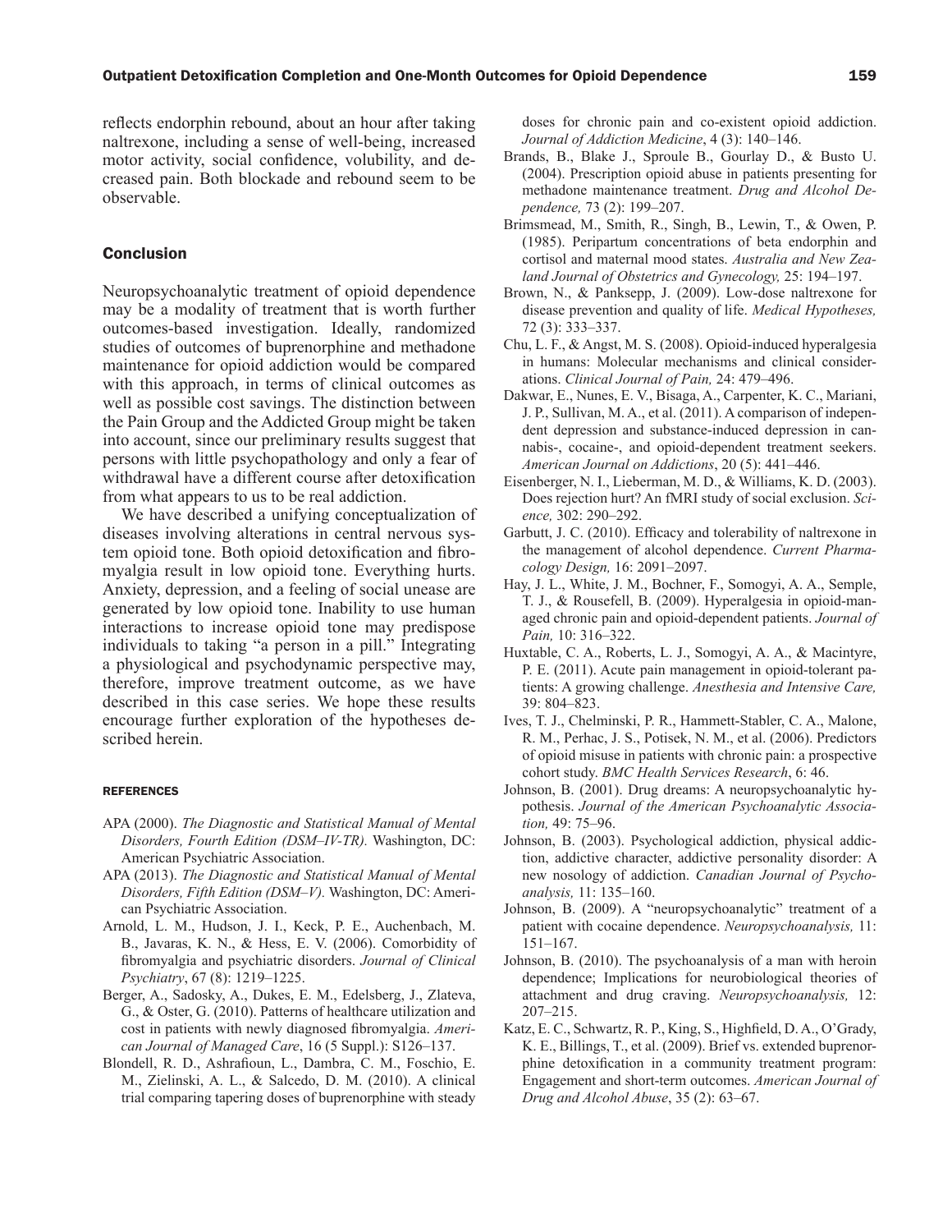reflects endorphin rebound, about an hour after taking naltrexone, including a sense of well-being, increased motor activity, social confidence, volubility, and decreased pain. Both blockade and rebound seem to be observable.

## Conclusion

Neuropsychoanalytic treatment of opioid dependence may be a modality of treatment that is worth further outcomes-based investigation. Ideally, randomized studies of outcomes of buprenorphine and methadone maintenance for opioid addiction would be compared with this approach, in terms of clinical outcomes as well as possible cost savings. The distinction between the Pain Group and the Addicted Group might be taken into account, since our preliminary results suggest that persons with little psychopathology and only a fear of withdrawal have a different course after detoxification from what appears to us to be real addiction.

We have described a unifying conceptualization of diseases involving alterations in central nervous system opioid tone. Both opioid detoxification and fibromyalgia result in low opioid tone. Everything hurts. Anxiety, depression, and a feeling of social unease are generated by low opioid tone. Inability to use human interactions to increase opioid tone may predispose individuals to taking "a person in a pill." Integrating a physiological and psychodynamic perspective may, therefore, improve treatment outcome, as we have described in this case series. We hope these results encourage further exploration of the hypotheses described herein.

### REFERENCES

APA (2000). *The Diagnostic and Statistical Manual of Mental Disorders, Fourth Edition (DSM–IV-TR).* Washington, DC: American Psychiatric Association.

APA (2013). *The Diagnostic and Statistical Manual of Mental Disorders, Fifth Edition (DSM–V).* Washington, DC: American Psychiatric Association.

Arnold, L. M., Hudson, J. I., Keck, P. E., Auchenbach, M. B., Javaras, K. N., & Hess, E. V. (2006). Comorbidity of fibromyalgia and psychiatric disorders. *Journal of Clinical Psychiatry*, 67 (8): 1219–1225.

Berger, A., Sadosky, A., Dukes, E. M., Edelsberg, J., Zlateva, G., & Oster, G. (2010). Patterns of healthcare utilization and cost in patients with newly diagnosed fibromyalgia. *American Journal of Managed Care*, 16 (5 Suppl.): S126–137.

Blondell, R. D., Ashrafioun, L., Dambra, C. M., Foschio, E. M., Zielinski, A. L., & Salcedo, D. M. (2010). A clinical trial comparing tapering doses of buprenorphine with steady doses for chronic pain and co-existent opioid addiction. *Journal of Addiction Medicine*, 4 (3): 140–146.

Brands, B., Blake J., Sproule B., Gourlay D., & Busto U. (2004). Prescription opioid abuse in patients presenting for methadone maintenance treatment. *Drug and Alcohol Dependence,* 73 (2): 199–207.

Brimsmead, M., Smith, R., Singh, B., Lewin, T., & Owen, P. (1985). Peripartum concentrations of beta endorphin and cortisol and maternal mood states. *Australia and New Zealand Journal of Obstetrics and Gynecology,* 25: 194–197.

Brown, N., & Panksepp, J. (2009). Low-dose naltrexone for disease prevention and quality of life. *Medical Hypotheses,* 72 (3): 333–337.

Chu, L. F., & Angst, M. S. (2008). Opioid-induced hyperalgesia in humans: Molecular mechanisms and clinical considerations. *Clinical Journal of Pain,* 24: 479–496.

Dakwar, E., Nunes, E. V., Bisaga, A., Carpenter, K. C., Mariani, J. P., Sullivan, M. A., et al. (2011). A comparison of independent depression and substance-induced depression in cannabis-, cocaine-, and opioid-dependent treatment seekers. *American Journal on Addictions*, 20 (5): 441–446.

Eisenberger, N. I., Lieberman, M. D., & Williams, K. D. (2003). Does rejection hurt? An fMRI study of social exclusion. *Science,* 302: 290–292.

Garbutt, J. C. (2010). Efficacy and tolerability of naltrexone in the management of alcohol dependence. *Current Pharmacology Design,* 16: 2091–2097.

Hay, J. L., White, J. M., Bochner, F., Somogyi, A. A., Semple, T. J., & Rousefell, B. (2009). Hyperalgesia in opioid-managed chronic pain and opioid-dependent patients. *Journal of Pain,* 10: 316–322.

Huxtable, C. A., Roberts, L. J., Somogyi, A. A., & Macintyre, P. E. (2011). Acute pain management in opioid-tolerant patients: A growing challenge. *Anesthesia and Intensive Care,* 39: 804–823.

Ives, T. J., Chelminski, P. R., Hammett-Stabler, C. A., Malone, R. M., Perhac, J. S., Potisek, N. M., et al. (2006). Predictors of opioid misuse in patients with chronic pain: a prospective cohort study. *BMC Health Services Research*, 6: 46.

Johnson, B. (2001). Drug dreams: A neuropsychoanalytic hypothesis. *Journal of the American Psychoanalytic Association,* 49: 75–96.

Johnson, B. (2003). Psychological addiction, physical addiction, addictive character, addictive personality disorder: A new nosology of addiction. *Canadian Journal of Psychoanalysis,* 11: 135–160.

Johnson, B. (2009). A "neuropsychoanalytic" treatment of a patient with cocaine dependence. *Neuropsychoanalysis,* 11: 151–167.

Johnson, B. (2010). The psychoanalysis of a man with heroin dependence; Implications for neurobiological theories of attachment and drug craving. *Neuropsychoanalysis,* 12: 207–215.

Katz, E. C., Schwartz, R. P., King, S., Highfield, D. A., O'Grady, K. E., Billings, T., et al. (2009). Brief vs. extended buprenorphine detoxification in a community treatment program: Engagement and short-term outcomes. *American Journal of Drug and Alcohol Abuse*, 35 (2): 63–67.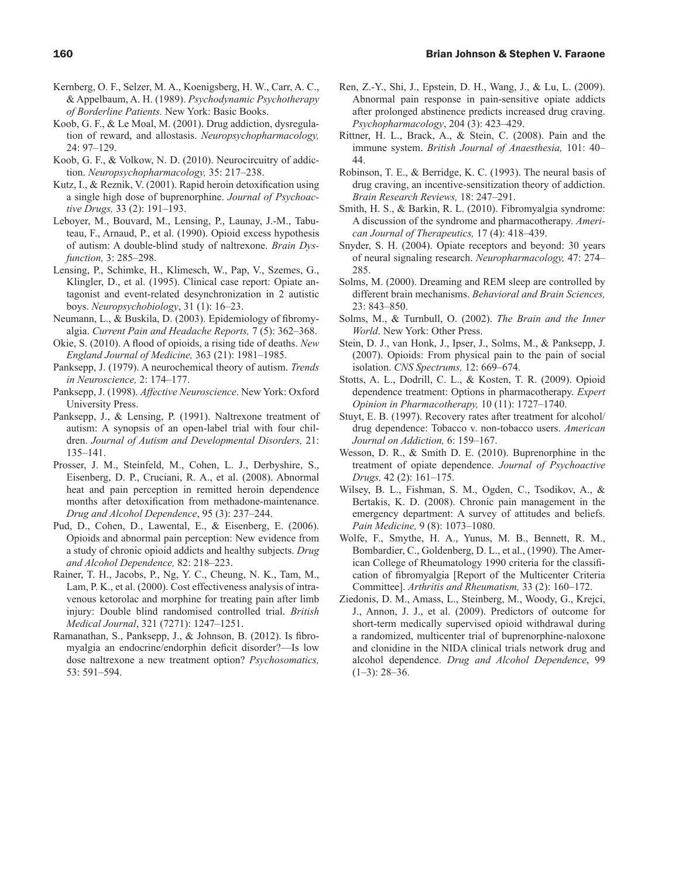Kernberg, O. F., Selzer, M. A., Koenigsberg, H. W., Carr, A. C., & Appelbaum, A. H. (1989). *Psychodynamic Psychotherapy of Borderline Patients.* New York: Basic Books.

Koob, G. F., & Le Moal, M. (2001). Drug addiction, dysregulation of reward, and allostasis. *Neuropsychopharmacology,* 24: 97–129.

Koob, G. F., & Volkow, N. D. (2010). Neurocircuitry of addiction. *Neuropsychopharmacology,* 35: 217–238.

Kutz, I., & Reznik, V. (2001). Rapid heroin detoxification using a single high dose of buprenorphine. *Journal of Psychoactive Drugs,* 33 (2): 191–193.

Leboyer, M., Bouvard, M., Lensing, P., Launay, J.-M., Tabuteau, F., Arnaud, P., et al. (1990). Opioid excess hypothesis of autism: A double-blind study of naltrexone. *Brain Dysfunction,* 3: 285–298.

Lensing, P., Schimke, H., Klimesch, W., Pap, V., Szemes, G., Klingler, D., et al. (1995). Clinical case report: Opiate antagonist and event-related desynchronization in 2 autistic boys. *Neuropsychobiology*, 31 (1): 16–23.

Neumann, L., & Buskila, D. (2003). Epidemiology of fibromyalgia. *Current Pain and Headache Reports,* 7 (5): 362–368.

Okie, S. (2010). A flood of opioids, a rising tide of deaths. *New England Journal of Medicine,* 363 (21): 1981–1985.

Panksepp, J. (1979). A neurochemical theory of autism. *Trends in Neuroscience,* 2: 174–177.

Panksepp, J. (1998). *Affective Neuroscience*. New York: Oxford University Press.

Panksepp, J., & Lensing, P. (1991). Naltrexone treatment of autism: A synopsis of an open-label trial with four children. *Journal of Autism and Developmental Disorders,* 21: 135–141.

Prosser, J. M., Steinfeld, M., Cohen, L. J., Derbyshire, S., Eisenberg, D. P., Cruciani, R. A., et al. (2008). Abnormal heat and pain perception in remitted heroin dependence months after detoxification from methadone-maintenance. *Drug and Alcohol Dependence*, 95 (3): 237–244.

Pud, D., Cohen, D., Lawental, E., & Eisenberg, E. (2006). Opioids and abnormal pain perception: New evidence from a study of chronic opioid addicts and healthy subjects. *Drug and Alcohol Dependence,* 82: 218–223.

Rainer, T. H., Jacobs, P., Ng, Y. C., Cheung, N. K., Tam, M., Lam, P. K., et al. (2000). Cost effectiveness analysis of intravenous ketorolac and morphine for treating pain after limb injury: Double blind randomised controlled trial. *British Medical Journal*, 321 (7271): 1247–1251.

Ramanathan, S., Panksepp, J., & Johnson, B. (2012). Is fibromyalgia an endocrine/endorphin deficit disorder?—Is low dose naltrexone a new treatment option? *Psychosomatics,* 53: 591–594.

Ren, Z.-Y., Shi, J., Epstein, D. H., Wang, J., & Lu, L. (2009). Abnormal pain response in pain-sensitive opiate addicts after prolonged abstinence predicts increased drug craving. *Psychopharmacology*, 204 (3): 423–429.

Rittner, H. L., Brack, A., & Stein, C. (2008). Pain and the immune system. *British Journal of Anaesthesia,* 101: 40–44.

Robinson, T. E., & Berridge, K. C. (1993). The neural basis of drug craving, an incentive-sensitization theory of addiction. *Brain Research Reviews,* 18: 247–291.

Smith, H. S., & Barkin, R. L. (2010). Fibromyalgia syndrome: A discussion of the syndrome and pharmacotherapy. *American Journal of Therapeutics,* 17 (4): 418–439.

Snyder, S. H. (2004). Opiate receptors and beyond: 30 years of neural signaling research. *Neuropharmacology,* 47: 274–285.

Solms, M. (2000). Dreaming and REM sleep are controlled by different brain mechanisms. *Behavioral and Brain Sciences,* 23: 843–850.

Solms, M., & Turnbull, O. (2002). *The Brain and the Inner World*. New York: Other Press.

Stein, D. J., van Honk, J., Ipser, J., Solms, M., & Panksepp, J. (2007). Opioids: From physical pain to the pain of social isolation. *CNS Spectrums,* 12: 669–674.

Stotts, A. L., Dodrill, C. L., & Kosten, T. R. (2009). Opioid dependence treatment: Options in pharmacotherapy. *Expert Opinion in Pharmacotherapy,* 10 (11): 1727–1740.

Stuyt, E. B. (1997). Recovery rates after treatment for alcohol/drug dependence: Tobacco v. non-tobacco users. *American Journal on Addiction,* 6: 159–167.

Wesson, D. R., & Smith D. E. (2010). Buprenorphine in the treatment of opiate dependence. *Journal of Psychoactive Drugs,* 42 (2): 161–175.

Wilsey, B. L., Fishman, S. M., Ogden, C., Tsodikov, A., & Bertakis, K. D. (2008). Chronic pain management in the emergency department: A survey of attitudes and beliefs. *Pain Medicine,* 9 (8): 1073–1080.

Wolfe, F., Smythe, H. A., Yunus, M. B., Bennett, R. M., Bombardier, C., Goldenberg, D. L., et al., (1990). The American College of Rheumatology 1990 criteria for the classification of fibromyalgia [Report of the Multicenter Criteria Committee]. *Arthritis and Rheumatism,* 33 (2): 160–172.

Ziedonis, D. M., Amass, L., Steinberg, M., Woody, G., Krejci, J., Annon, J. J., et al. (2009). Predictors of outcome for short-term medically supervised opioid withdrawal during a randomized, multicenter trial of buprenorphine-naloxone and clonidine in the NIDA clinical trials network drug and alcohol dependence. *Drug and Alcohol Dependence*, 99 (1–3): 28–36.